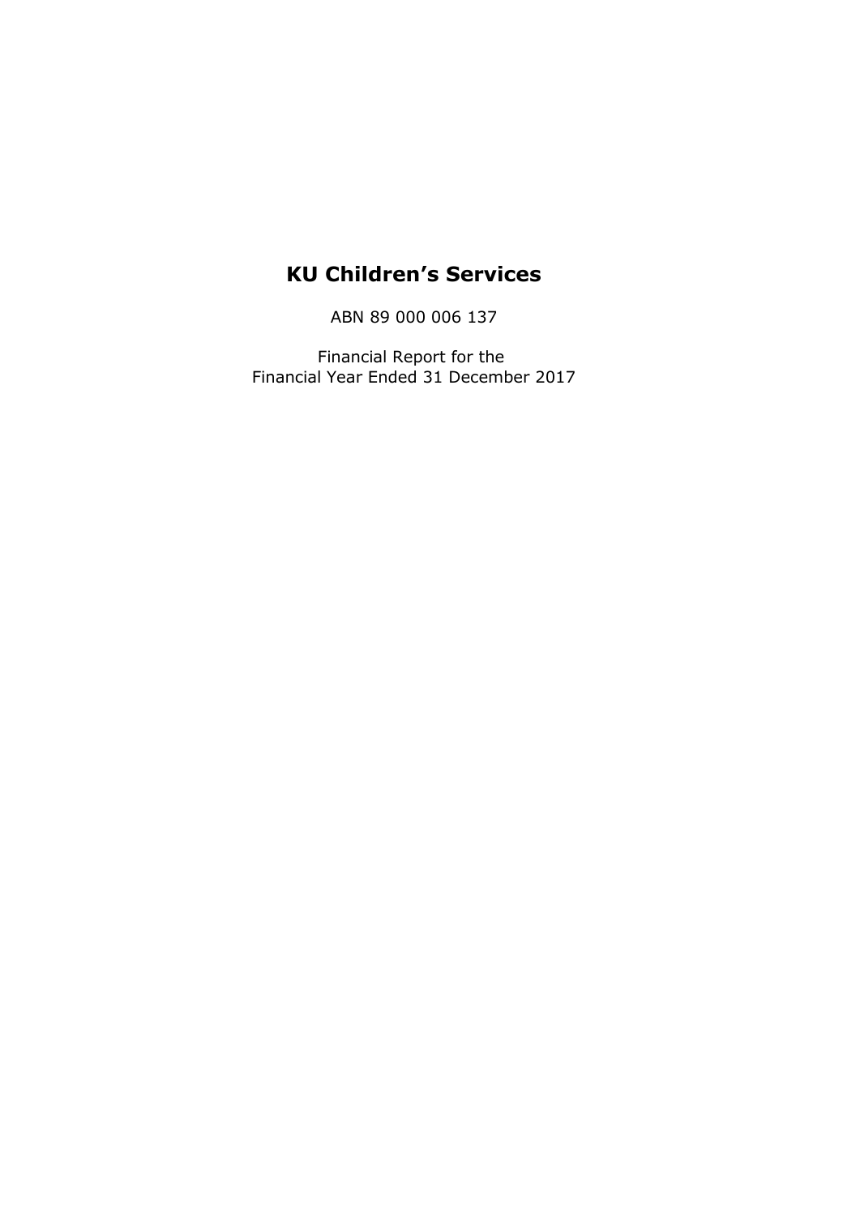# KU Children's Services

ABN 89 000 006 137

Financial Report for the
Financial Year Ended 31 December 2017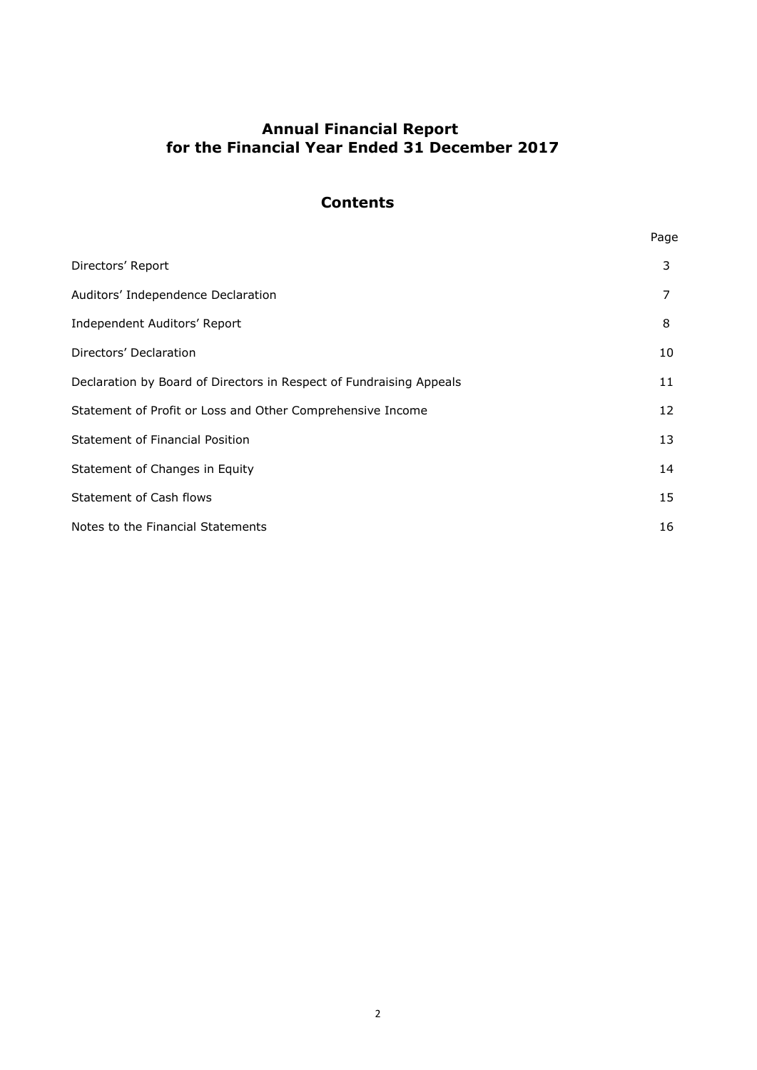# Annual Financial Report for the Financial Year Ended 31 December 2017

## Contents

| | Page |
|---|---|
| Directors' Report | 3 |
| Auditors' Independence Declaration | 7 |
| Independent Auditors' Report | 8 |
| Directors' Declaration | 10 |
| Declaration by Board of Directors in Respect of Fundraising Appeals | 11 |
| Statement of Profit or Loss and Other Comprehensive Income | 12 |
| Statement of Financial Position | 13 |
| Statement of Changes in Equity | 14 |
| Statement of Cash flows | 15 |
| Notes to the Financial Statements | 16 |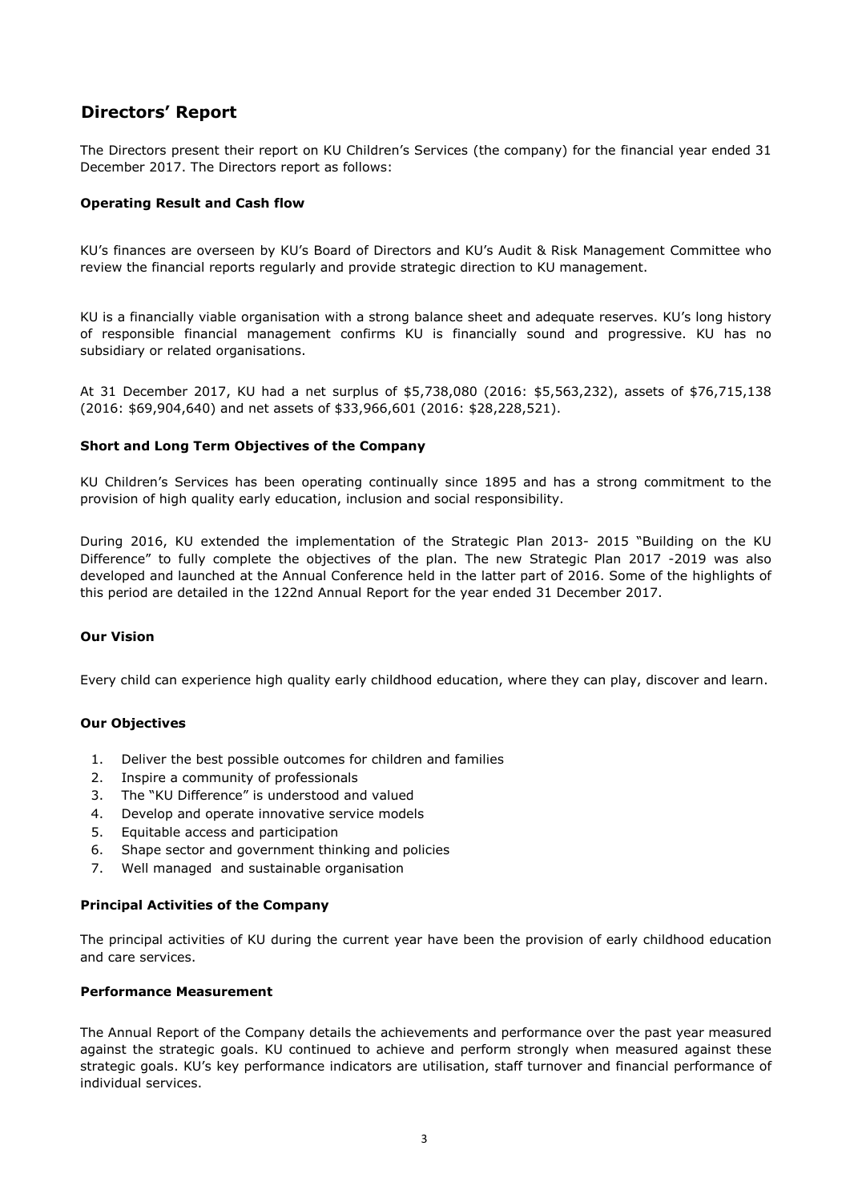# Directors' Report

The Directors present their report on KU Children's Services (the company) for the financial year ended 31 December 2017. The Directors report as follows:

### Operating Result and Cash flow

KU's finances are overseen by KU's Board of Directors and KU's Audit & Risk Management Committee who review the financial reports regularly and provide strategic direction to KU management.

KU is a financially viable organisation with a strong balance sheet and adequate reserves. KU's long history of responsible financial management confirms KU is financially sound and progressive. KU has no subsidiary or related organisations.

At 31 December 2017, KU had a net surplus of $5,738,080 (2016: $5,563,232), assets of $76,715,138 (2016: $69,904,640) and net assets of $33,966,601 (2016: $28,228,521).

### Short and Long Term Objectives of the Company

KU Children's Services has been operating continually since 1895 and has a strong commitment to the provision of high quality early education, inclusion and social responsibility.

During 2016, KU extended the implementation of the Strategic Plan 2013- 2015 "Building on the KU Difference" to fully complete the objectives of the plan. The new Strategic Plan 2017 -2019 was also developed and launched at the Annual Conference held in the latter part of 2016. Some of the highlights of this period are detailed in the 122nd Annual Report for the year ended 31 December 2017.

### Our Vision

Every child can experience high quality early childhood education, where they can play, discover and learn.

### Our Objectives

1. Deliver the best possible outcomes for children and families
2. Inspire a community of professionals
3. The "KU Difference" is understood and valued
4. Develop and operate innovative service models
5. Equitable access and participation
6. Shape sector and government thinking and policies
7. Well managed and sustainable organisation

### Principal Activities of the Company

The principal activities of KU during the current year have been the provision of early childhood education and care services.

### Performance Measurement

The Annual Report of the Company details the achievements and performance over the past year measured against the strategic goals. KU continued to achieve and perform strongly when measured against these strategic goals. KU's key performance indicators are utilisation, staff turnover and financial performance of individual services.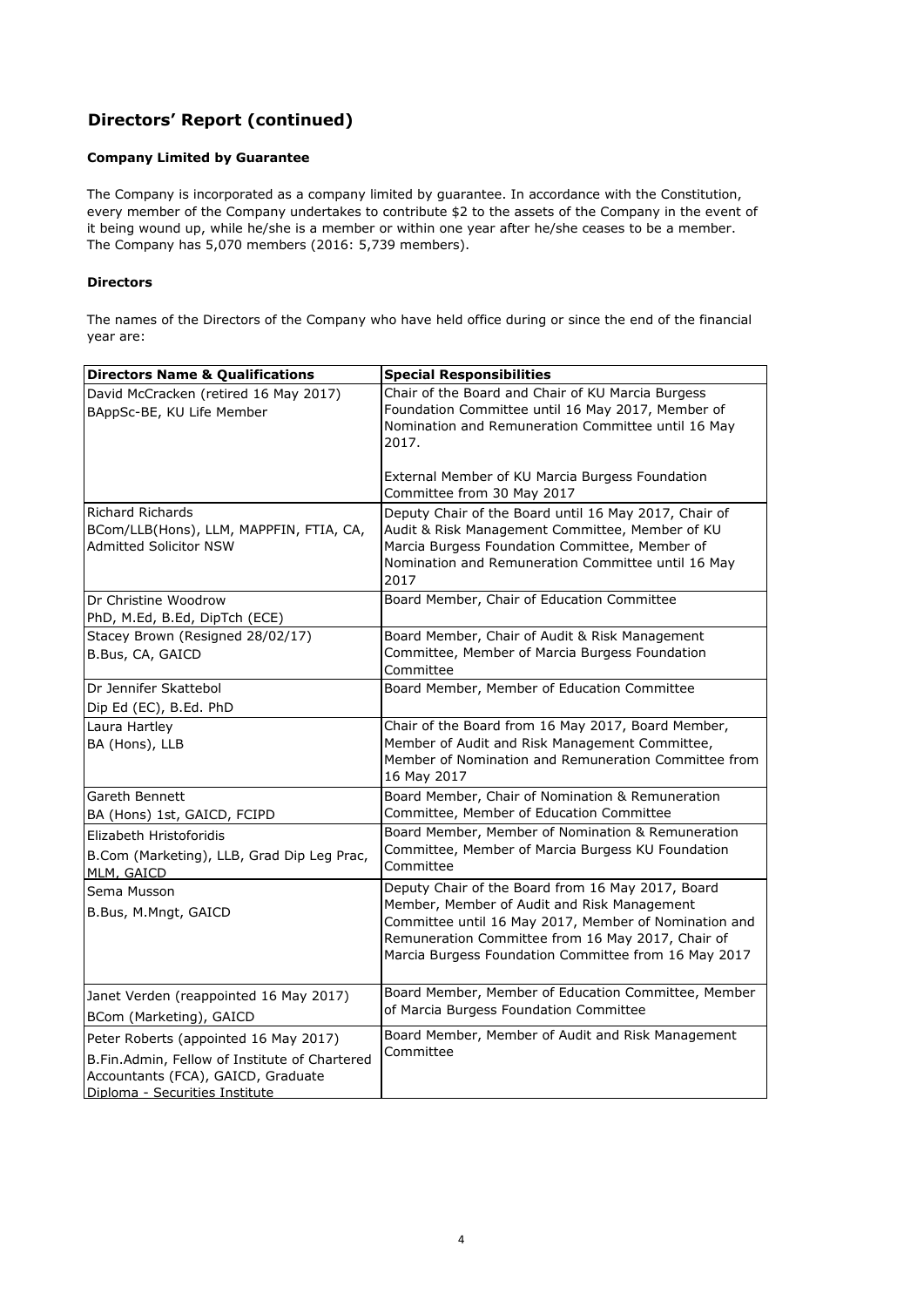## Directors' Report (continued)

### Company Limited by Guarantee

The Company is incorporated as a company limited by guarantee. In accordance with the Constitution, every member of the Company undertakes to contribute $2 to the assets of the Company in the event of it being wound up, while he/she is a member or within one year after he/she ceases to be a member. The Company has 5,070 members (2016: 5,739 members).

### Directors

The names of the Directors of the Company who have held office during or since the end of the financial year are:

| Directors Name & Qualifications | Special Responsibilities |
| --- | --- |
| David McCracken (retired 16 May 2017)<br>BAppSc-BE, KU Life Member | Chair of the Board and Chair of KU Marcia Burgess Foundation Committee until 16 May 2017, Member of Nomination and Remuneration Committee until 16 May 2017.<br><br>External Member of KU Marcia Burgess Foundation Committee from 30 May 2017 |
| Richard Richards<br>BCom/LLB(Hons), LLM, MAPPFIN, FTIA, CA, Admitted Solicitor NSW | Deputy Chair of the Board until 16 May 2017, Chair of Audit & Risk Management Committee, Member of KU Marcia Burgess Foundation Committee, Member of Nomination and Remuneration Committee until 16 May 2017 |
| Dr Christine Woodrow<br>PhD, M.Ed, B.Ed, DipTch (ECE) | Board Member, Chair of Education Committee |
| Stacey Brown (Resigned 28/02/17)<br>B.Bus, CA, GAICD | Board Member, Chair of Audit & Risk Management Committee, Member of Marcia Burgess Foundation Committee |
| Dr Jennifer Skattebol<br>Dip Ed (EC), B.Ed. PhD | Board Member, Member of Education Committee |
| Laura Hartley<br>BA (Hons), LLB | Chair of the Board from 16 May 2017, Board Member, Member of Audit and Risk Management Committee, Member of Nomination and Remuneration Committee from 16 May 2017 |
| Gareth Bennett<br>BA (Hons) 1st, GAICD, FCIPD | Board Member, Chair of Nomination & Remuneration Committee, Member of Education Committee |
| Elizabeth Hristoforidis<br>B.Com (Marketing), LLB, Grad Dip Leg Prac, MLM, GAICD | Board Member, Member of Nomination & Remuneration Committee, Member of Marcia Burgess KU Foundation Committee |
| Sema Musson<br>B.Bus, M.Mngt, GAICD | Deputy Chair of the Board from 16 May 2017, Board Member, Member of Audit and Risk Management Committee until 16 May 2017, Member of Nomination and Remuneration Committee from 16 May 2017, Chair of Marcia Burgess Foundation Committee from 16 May 2017 |
| Janet Verden (reappointed 16 May 2017)<br>BCom (Marketing), GAICD | Board Member, Member of Education Committee, Member of Marcia Burgess Foundation Committee |
| Peter Roberts (appointed 16 May 2017)<br>B.Fin.Admin, Fellow of Institute of Chartered Accountants (FCA), GAICD, Graduate Diploma - Securities Institute | Board Member, Member of Audit and Risk Management Committee |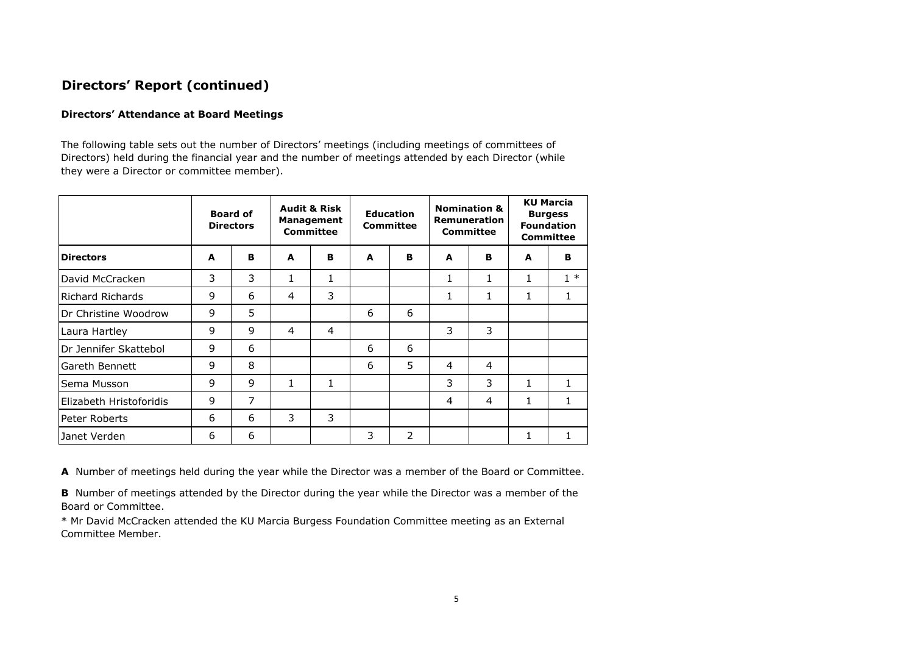## Directors' Report (continued)

**Directors' Attendance at Board Meetings**

The following table sets out the number of Directors' meetings (including meetings of committees of Directors) held during the financial year and the number of meetings attended by each Director (while they were a Director or committee member).

| | **Board of Directors** | | **Audit & Risk Management Committee** | | **Education Committee** | | **Nomination & Remuneration Committee** | | **KU Marcia Burgess Foundation Committee** | |
|---|---|---|---|---|---|---|---|---|---|---|
| **Directors** | **A** | **B** | **A** | **B** | **A** | **B** | **A** | **B** | **A** | **B** |
| David McCracken | 3 | 3 | 1 | 1 | | | 1 | 1 | 1 | 1 * |
| Richard Richards | 9 | 6 | 4 | 3 | | | 1 | 1 | 1 | 1 |
| Dr Christine Woodrow | 9 | 5 | | | 6 | 6 | | | | |
| Laura Hartley | 9 | 9 | 4 | 4 | | | 3 | 3 | | |
| Dr Jennifer Skattebol | 9 | 6 | | | 6 | 6 | | | | |
| Gareth Bennett | 9 | 8 | | | 6 | 5 | 4 | 4 | | |
| Sema Musson | 9 | 9 | 1 | 1 | | | 3 | 3 | 1 | 1 |
| Elizabeth Hristoforidis | 9 | 7 | | | | | 4 | 4 | 1 | 1 |
| Peter Roberts | 6 | 6 | 3 | 3 | | | | | | |
| Janet Verden | 6 | 6 | | | 3 | 2 | | | 1 | 1 |

**A** Number of meetings held during the year while the Director was a member of the Board or Committee.

**B** Number of meetings attended by the Director during the year while the Director was a member of the Board or Committee.

* Mr David McCracken attended the KU Marcia Burgess Foundation Committee meeting as an External Committee Member.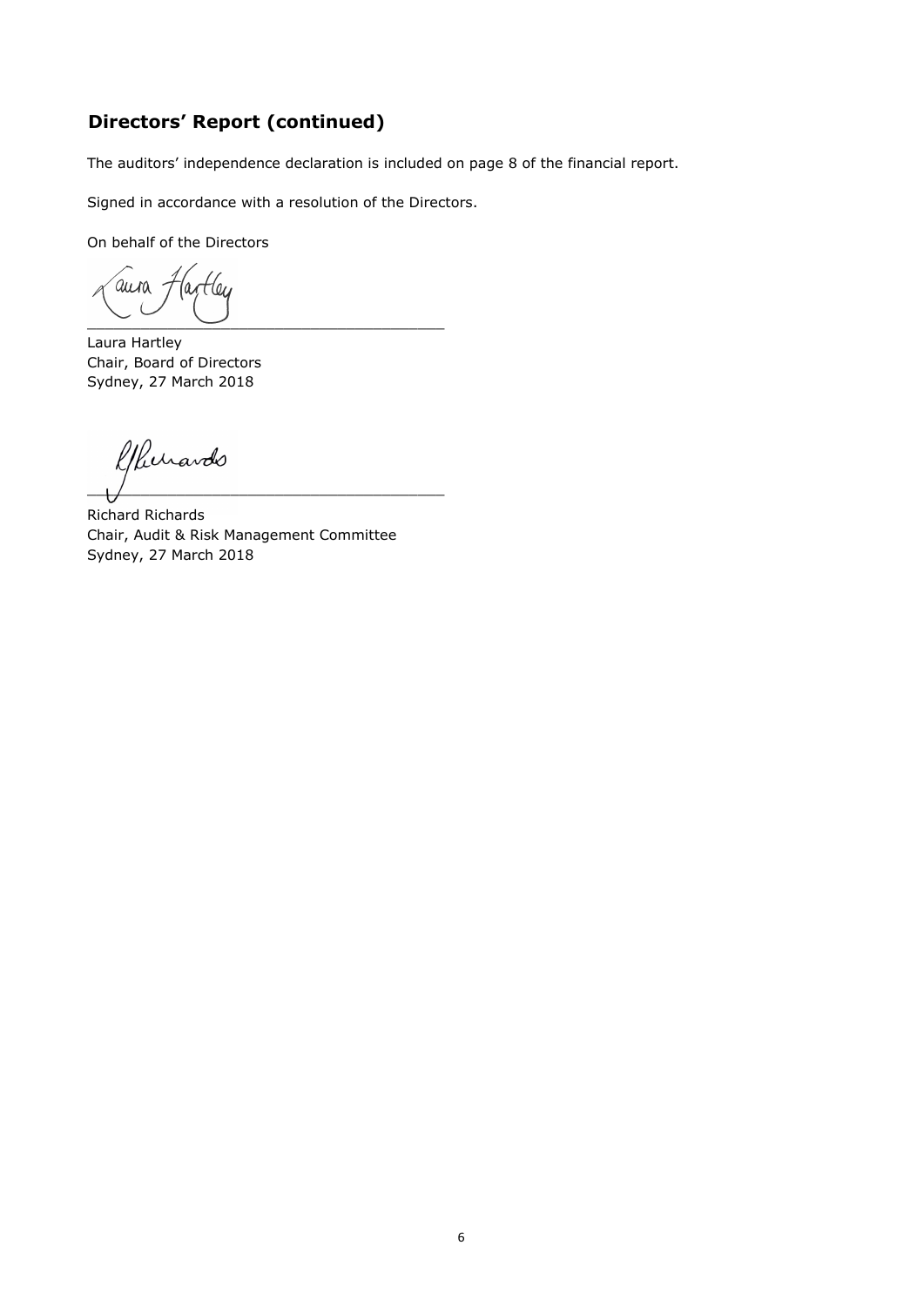## Directors' Report (continued)

The auditors' independence declaration is included on page 8 of the financial report.

Signed in accordance with a resolution of the Directors.

On behalf of the Directors

\_\_\_\_\_\_\_\_\_\_\_\_\_\_\_\_\_\_\_\_\_\_\_\_\_\_\_\_\_\_\_\_\_\_\_\_\_\_\_\_

Laura Hartley
Chair, Board of Directors
Sydney, 27 March 2018

\_\_\_\_\_\_\_\_\_\_\_\_\_\_\_\_\_\_\_\_\_\_\_\_\_\_\_\_\_\_\_\_\_\_\_\_\_\_\_\_

Richard Richards
Chair, Audit & Risk Management Committee
Sydney, 27 March 2018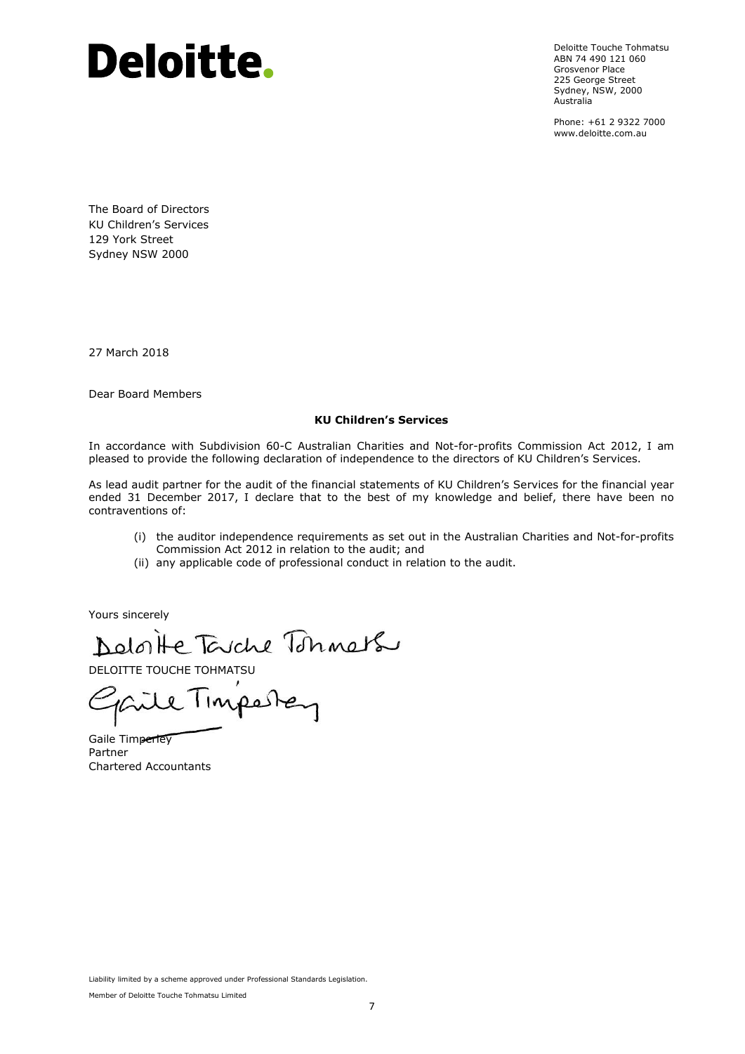# Deloitte.

Deloitte Touche Tohmatsu
ABN 74 490 121 060
Grosvenor Place
225 George Street
Sydney, NSW, 2000
Australia

Phone: +61 2 9322 7000
www.deloitte.com.au

The Board of Directors
KU Children's Services
129 York Street
Sydney NSW 2000

27 March 2018

Dear Board Members

**KU Children's Services**

In accordance with Subdivision 60-C Australian Charities and Not-for-profits Commission Act 2012, I am pleased to provide the following declaration of independence to the directors of KU Children's Services.

As lead audit partner for the audit of the financial statements of KU Children's Services for the financial year ended 31 December 2017, I declare that to the best of my knowledge and belief, there have been no contraventions of:

(i) the auditor independence requirements as set out in the Australian Charities and Not-for-profits Commission Act 2012 in relation to the audit; and
(ii) any applicable code of professional conduct in relation to the audit.

Yours sincerely

DELOITTE TOUCHE TOHMATSU

Gaile Timperley
Partner
Chartered Accountants

Liability limited by a scheme approved under Professional Standards Legislation.

Member of Deloitte Touche Tohmatsu Limited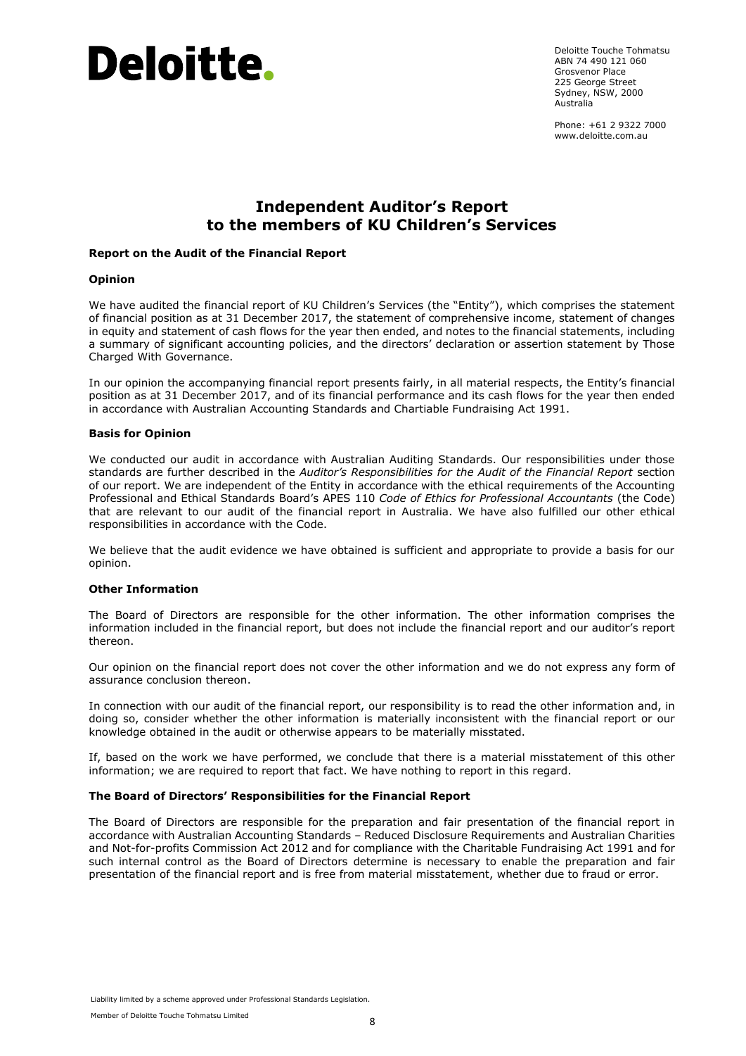Deloitte.

Deloitte Touche Tohmatsu
ABN 74 490 121 060
Grosvenor Place
225 George Street
Sydney, NSW, 2000
Australia

Phone: +61 2 9322 7000
www.deloitte.com.au

# Independent Auditor's Report to the members of KU Children's Services

### Report on the Audit of the Financial Report

#### Opinion

We have audited the financial report of KU Children's Services (the "Entity"), which comprises the statement of financial position as at 31 December 2017, the statement of comprehensive income, statement of changes in equity and statement of cash flows for the year then ended, and notes to the financial statements, including a summary of significant accounting policies, and the directors' declaration or assertion statement by Those Charged With Governance.

In our opinion the accompanying financial report presents fairly, in all material respects, the Entity's financial position as at 31 December 2017, and of its financial performance and its cash flows for the year then ended in accordance with Australian Accounting Standards and Chartiable Fundraising Act 1991.

#### Basis for Opinion

We conducted our audit in accordance with Australian Auditing Standards. Our responsibilities under those standards are further described in the *Auditor's Responsibilities for the Audit of the Financial Report* section of our report. We are independent of the Entity in accordance with the ethical requirements of the Accounting Professional and Ethical Standards Board's APES 110 *Code of Ethics for Professional Accountants* (the Code) that are relevant to our audit of the financial report in Australia. We have also fulfilled our other ethical responsibilities in accordance with the Code.

We believe that the audit evidence we have obtained is sufficient and appropriate to provide a basis for our opinion.

#### Other Information

The Board of Directors are responsible for the other information. The other information comprises the information included in the financial report, but does not include the financial report and our auditor's report thereon.

Our opinion on the financial report does not cover the other information and we do not express any form of assurance conclusion thereon.

In connection with our audit of the financial report, our responsibility is to read the other information and, in doing so, consider whether the other information is materially inconsistent with the financial report or our knowledge obtained in the audit or otherwise appears to be materially misstated.

If, based on the work we have performed, we conclude that there is a material misstatement of this other information; we are required to report that fact. We have nothing to report in this regard.

#### The Board of Directors' Responsibilities for the Financial Report

The Board of Directors are responsible for the preparation and fair presentation of the financial report in accordance with Australian Accounting Standards – Reduced Disclosure Requirements and Australian Charities and Not-for-profits Commission Act 2012 and for compliance with the Charitable Fundraising Act 1991 and for such internal control as the Board of Directors determine is necessary to enable the preparation and fair presentation of the financial report and is free from material misstatement, whether due to fraud or error.

Liability limited by a scheme approved under Professional Standards Legislation.

Member of Deloitte Touche Tohmatsu Limited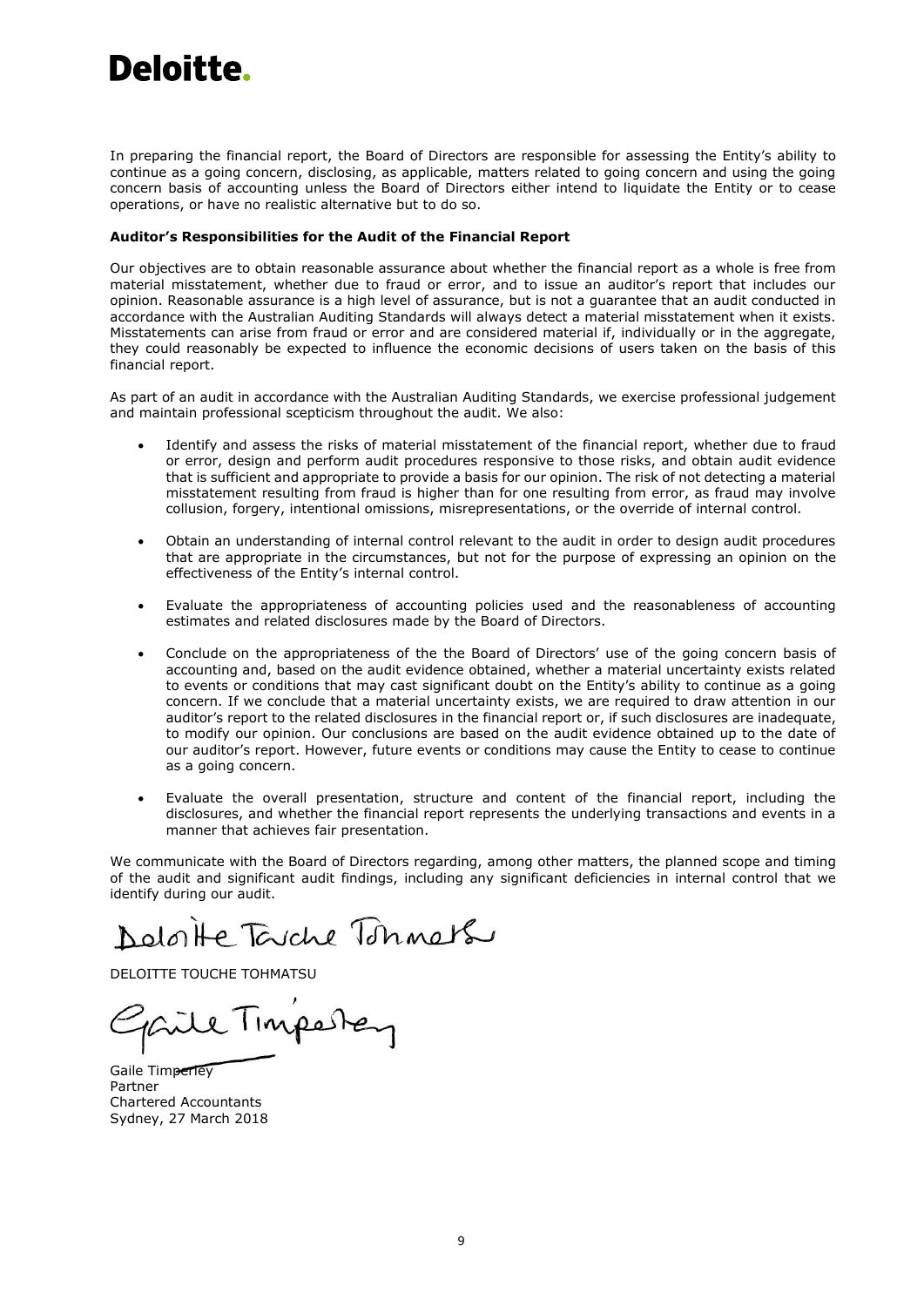In preparing the financial report, the Board of Directors are responsible for assessing the Entity's ability to continue as a going concern, disclosing, as applicable, matters related to going concern and using the going concern basis of accounting unless the Board of Directors either intend to liquidate the Entity or to cease operations, or have no realistic alternative but to do so.

**Auditor's Responsibilities for the Audit of the Financial Report**

Our objectives are to obtain reasonable assurance about whether the financial report as a whole is free from material misstatement, whether due to fraud or error, and to issue an auditor's report that includes our opinion. Reasonable assurance is a high level of assurance, but is not a guarantee that an audit conducted in accordance with the Australian Auditing Standards will always detect a material misstatement when it exists. Misstatements can arise from fraud or error and are considered material if, individually or in the aggregate, they could reasonably be expected to influence the economic decisions of users taken on the basis of this financial report.

As part of an audit in accordance with the Australian Auditing Standards, we exercise professional judgement and maintain professional scepticism throughout the audit. We also:

- Identify and assess the risks of material misstatement of the financial report, whether due to fraud or error, design and perform audit procedures responsive to those risks, and obtain audit evidence that is sufficient and appropriate to provide a basis for our opinion. The risk of not detecting a material misstatement resulting from fraud is higher than for one resulting from error, as fraud may involve collusion, forgery, intentional omissions, misrepresentations, or the override of internal control.

- Obtain an understanding of internal control relevant to the audit in order to design audit procedures that are appropriate in the circumstances, but not for the purpose of expressing an opinion on the effectiveness of the Entity's internal control.

- Evaluate the appropriateness of accounting policies used and the reasonableness of accounting estimates and related disclosures made by the Board of Directors.

- Conclude on the appropriateness of the the Board of Directors' use of the going concern basis of accounting and, based on the audit evidence obtained, whether a material uncertainty exists related to events or conditions that may cast significant doubt on the Entity's ability to continue as a going concern. If we conclude that a material uncertainty exists, we are required to draw attention in our auditor's report to the related disclosures in the financial report or, if such disclosures are inadequate, to modify our opinion. Our conclusions are based on the audit evidence obtained up to the date of our auditor's report. However, future events or conditions may cause the Entity to cease to continue as a going concern.

- Evaluate the overall presentation, structure and content of the financial report, including the disclosures, and whether the financial report represents the underlying transactions and events in a manner that achieves fair presentation.

We communicate with the Board of Directors regarding, among other matters, the planned scope and timing of the audit and significant audit findings, including any significant deficiencies in internal control that we identify during our audit.

DELOITTE TOUCHE TOHMATSU

Gaile Timperley
Partner
Chartered Accountants
Sydney, 27 March 2018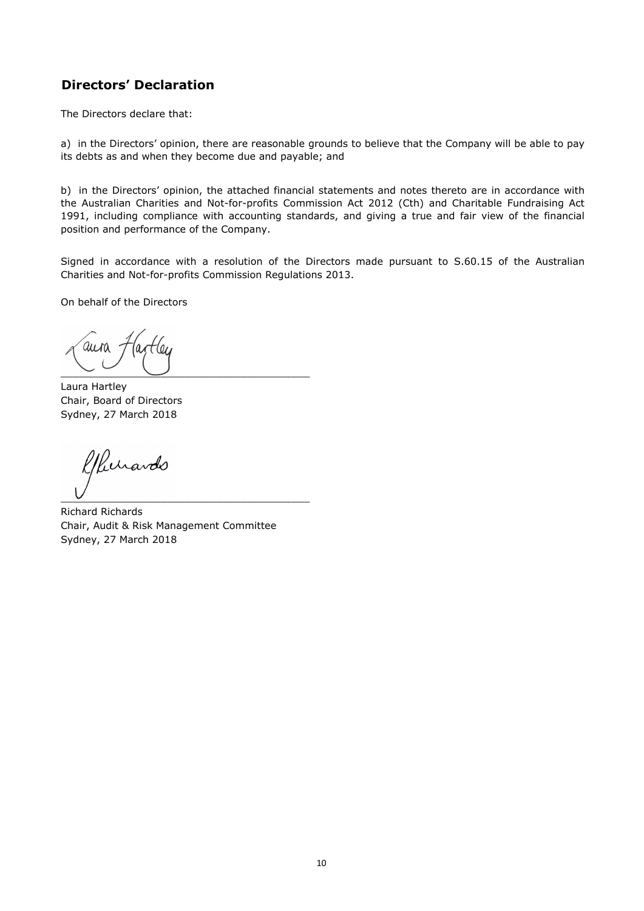## Directors' Declaration

The Directors declare that:

a) in the Directors' opinion, there are reasonable grounds to believe that the Company will be able to pay its debts as and when they become due and payable; and

b) in the Directors' opinion, the attached financial statements and notes thereto are in accordance with the Australian Charities and Not-for-profits Commission Act 2012 (Cth) and Charitable Fundraising Act 1991, including compliance with accounting standards, and giving a true and fair view of the financial position and performance of the Company.

Signed in accordance with a resolution of the Directors made pursuant to S.60.15 of the Australian Charities and Not-for-profits Commission Regulations 2013.

On behalf of the Directors

Laura Hartley
Chair, Board of Directors
Sydney, 27 March 2018

Richard Richards
Chair, Audit & Risk Management Committee
Sydney, 27 March 2018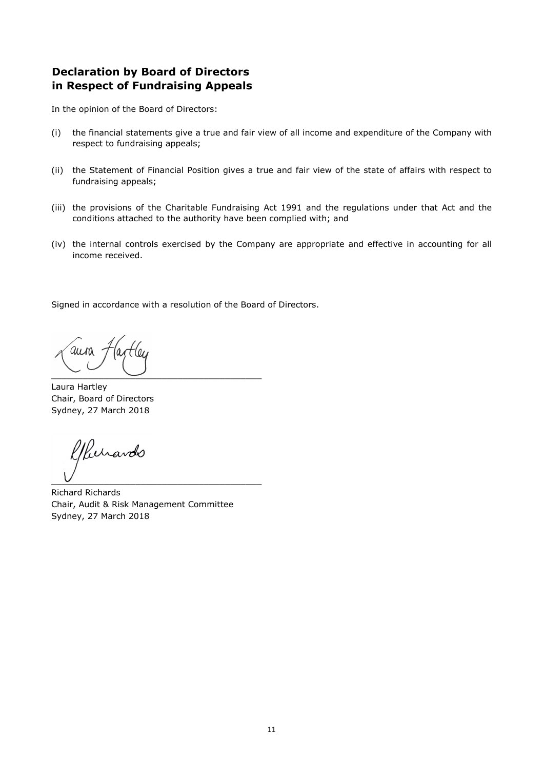## Declaration by Board of Directors in Respect of Fundraising Appeals

In the opinion of the Board of Directors:

(i) the financial statements give a true and fair view of all income and expenditure of the Company with respect to fundraising appeals;

(ii) the Statement of Financial Position gives a true and fair view of the state of affairs with respect to fundraising appeals;

(iii) the provisions of the Charitable Fundraising Act 1991 and the regulations under that Act and the conditions attached to the authority have been complied with; and

(iv) the internal controls exercised by the Company are appropriate and effective in accounting for all income received.

Signed in accordance with a resolution of the Board of Directors.

Laura Hartley
Chair, Board of Directors
Sydney, 27 March 2018

Richard Richards
Chair, Audit & Risk Management Committee
Sydney, 27 March 2018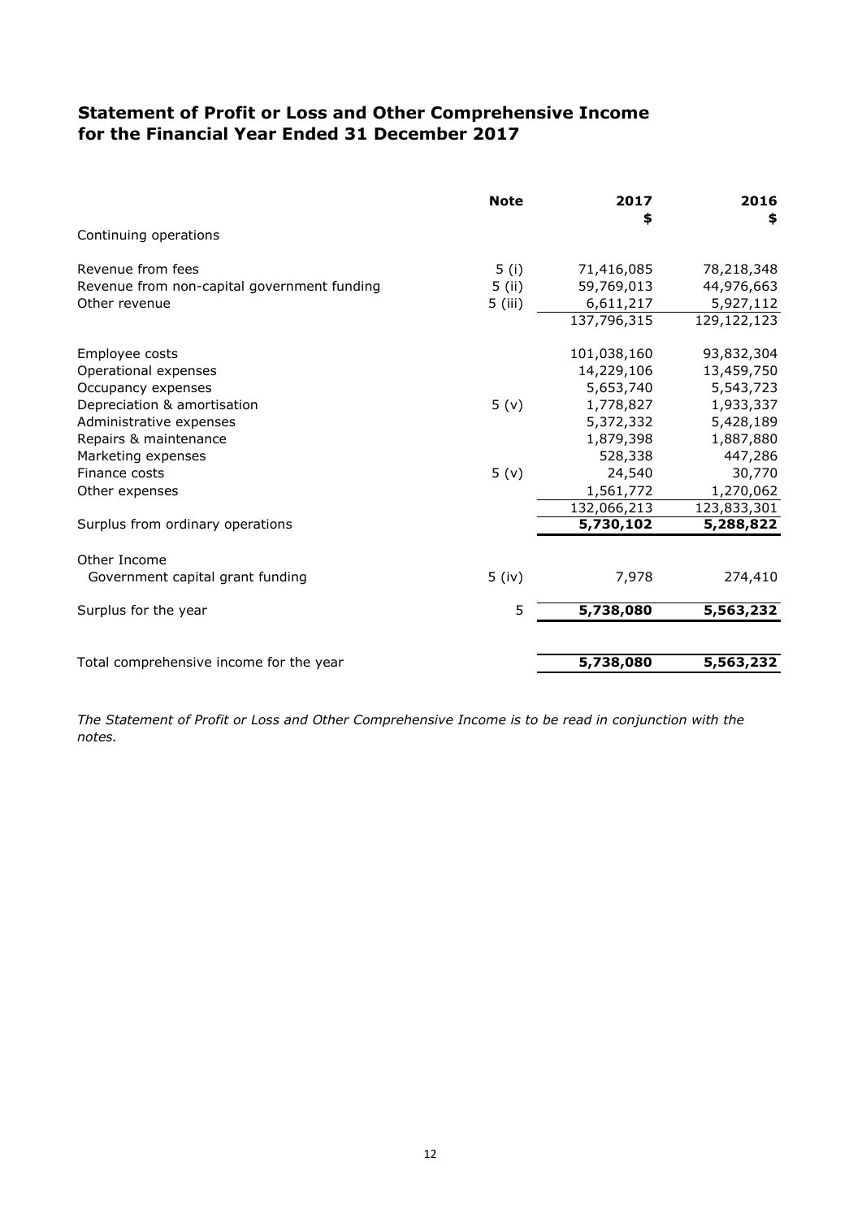# Statement of Profit or Loss and Other Comprehensive Income for the Financial Year Ended 31 December 2017

| | Note | 2017<br>$ | 2016<br>$ |
|---|---|---|---|
| Continuing operations | | | |
| Revenue from fees | 5 (i) | 71,416,085 | 78,218,348 |
| Revenue from non-capital government funding | 5 (ii) | 59,769,013 | 44,976,663 |
| Other revenue | 5 (iii) | 6,611,217 | 5,927,112 |
| | | 137,796,315 | 129,122,123 |
| Employee costs | | 101,038,160 | 93,832,304 |
| Operational expenses | | 14,229,106 | 13,459,750 |
| Occupancy expenses | | 5,653,740 | 5,543,723 |
| Depreciation & amortisation | 5 (v) | 1,778,827 | 1,933,337 |
| Administrative expenses | | 5,372,332 | 5,428,189 |
| Repairs & maintenance | | 1,879,398 | 1,887,880 |
| Marketing expenses | | 528,338 | 447,286 |
| Finance costs | 5 (v) | 24,540 | 30,770 |
| Other expenses | | 1,561,772 | 1,270,062 |
| | | 132,066,213 | 123,833,301 |
| Surplus from ordinary operations | | **5,730,102** | **5,288,822** |
| Other Income | | | |
| Government capital grant funding | 5 (iv) | 7,978 | 274,410 |
| Surplus for the year | 5 | **5,738,080** | **5,563,232** |
| Total comprehensive income for the year | | **5,738,080** | **5,563,232** |

*The Statement of Profit or Loss and Other Comprehensive Income is to be read in conjunction with the notes.*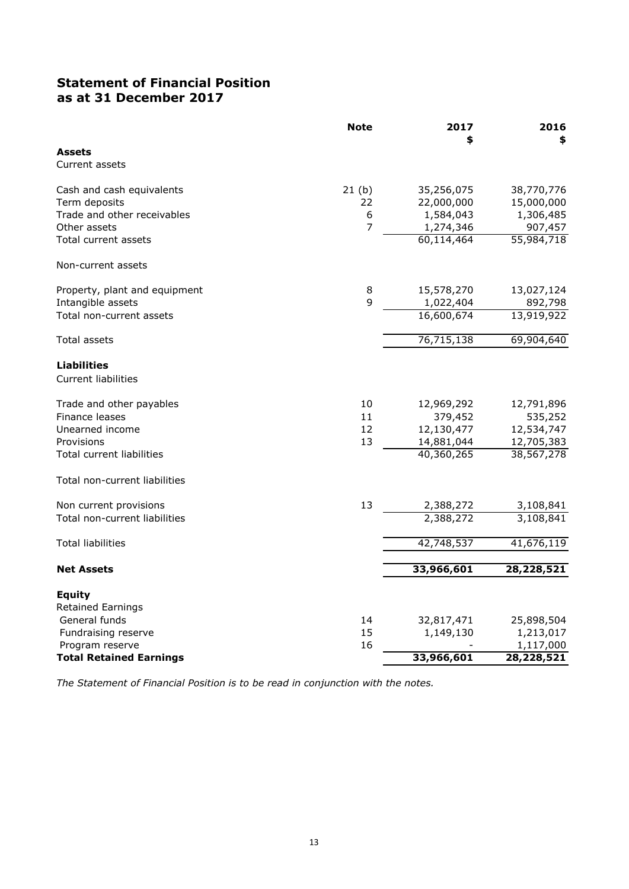# Statement of Financial Position
# as at 31 December 2017

| | Note | 2017<br>$ | 2016<br>$ |
|---|---|---|---|
| **Assets** | | | |
| Current assets | | | |
| Cash and cash equivalents | 21 (b) | 35,256,075 | 38,770,776 |
| Term deposits | 22 | 22,000,000 | 15,000,000 |
| Trade and other receivables | 6 | 1,584,043 | 1,306,485 |
| Other assets | 7 | 1,274,346 | 907,457 |
| Total current assets | | 60,114,464 | 55,984,718 |
| Non-current assets | | | |
| Property, plant and equipment | 8 | 15,578,270 | 13,027,124 |
| Intangible assets | 9 | 1,022,404 | 892,798 |
| Total non-current assets | | 16,600,674 | 13,919,922 |
| Total assets | | 76,715,138 | 69,904,640 |
| **Liabilities** | | | |
| Current liabilities | | | |
| Trade and other payables | 10 | 12,969,292 | 12,791,896 |
| Finance leases | 11 | 379,452 | 535,252 |
| Unearned income | 12 | 12,130,477 | 12,534,747 |
| Provisions | 13 | 14,881,044 | 12,705,383 |
| Total current liabilities | | 40,360,265 | 38,567,278 |
| Total non-current liabilities | | | |
| Non current provisions | 13 | 2,388,272 | 3,108,841 |
| Total non-current liabilities | | 2,388,272 | 3,108,841 |
| Total liabilities | | 42,748,537 | 41,676,119 |
| **Net Assets** | | **33,966,601** | **28,228,521** |
| **Equity** | | | |
| Retained Earnings | | | |
| General funds | 14 | 32,817,471 | 25,898,504 |
| Fundraising reserve | 15 | 1,149,130 | 1,213,017 |
| Program reserve | 16 | - | 1,117,000 |
| **Total Retained Earnings** | | **33,966,601** | **28,228,521** |

*The Statement of Financial Position is to be read in conjunction with the notes.*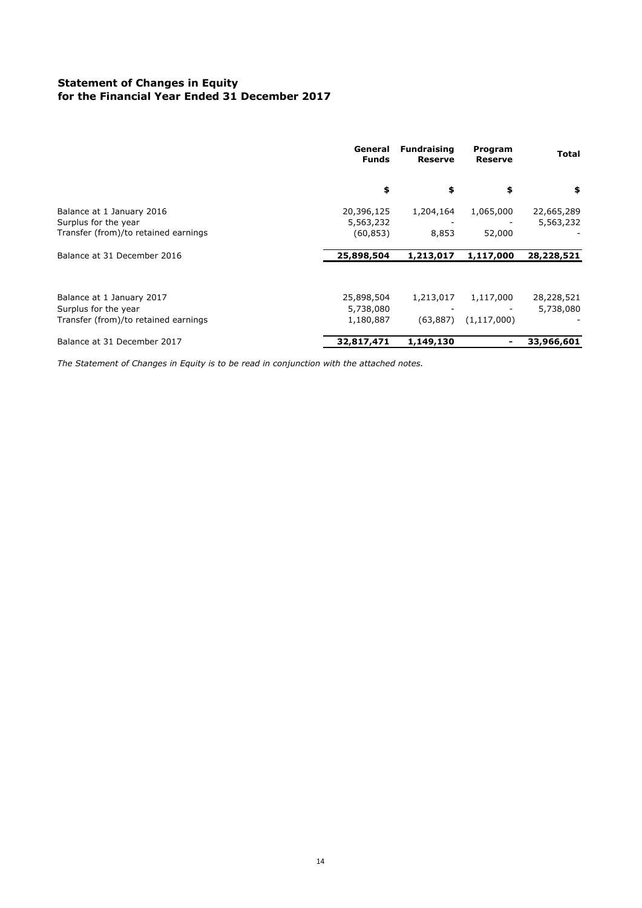## Statement of Changes in Equity
## for the Financial Year Ended 31 December 2017

| | General Funds | Fundraising Reserve | Program Reserve | Total |
|---|---|---|---|---|
| | $ | $ | $ | $ |
| Balance at 1 January 2016 | 20,396,125 | 1,204,164 | 1,065,000 | 22,665,289 |
| Surplus for the year | 5,563,232 | - | - | 5,563,232 |
| Transfer (from)/to retained earnings | (60,853) | 8,853 | 52,000 | - |
| Balance at 31 December 2016 | **25,898,504** | **1,213,017** | **1,117,000** | **28,228,521** |
| | | | | |
| Balance at 1 January 2017 | 25,898,504 | 1,213,017 | 1,117,000 | 28,228,521 |
| Surplus for the year | 5,738,080 | - | - | 5,738,080 |
| Transfer (from)/to retained earnings | 1,180,887 | (63,887) | (1,117,000) | - |
| Balance at 31 December 2017 | **32,817,471** | **1,149,130** | **-** | **33,966,601** |

*The Statement of Changes in Equity is to be read in conjunction with the attached notes.*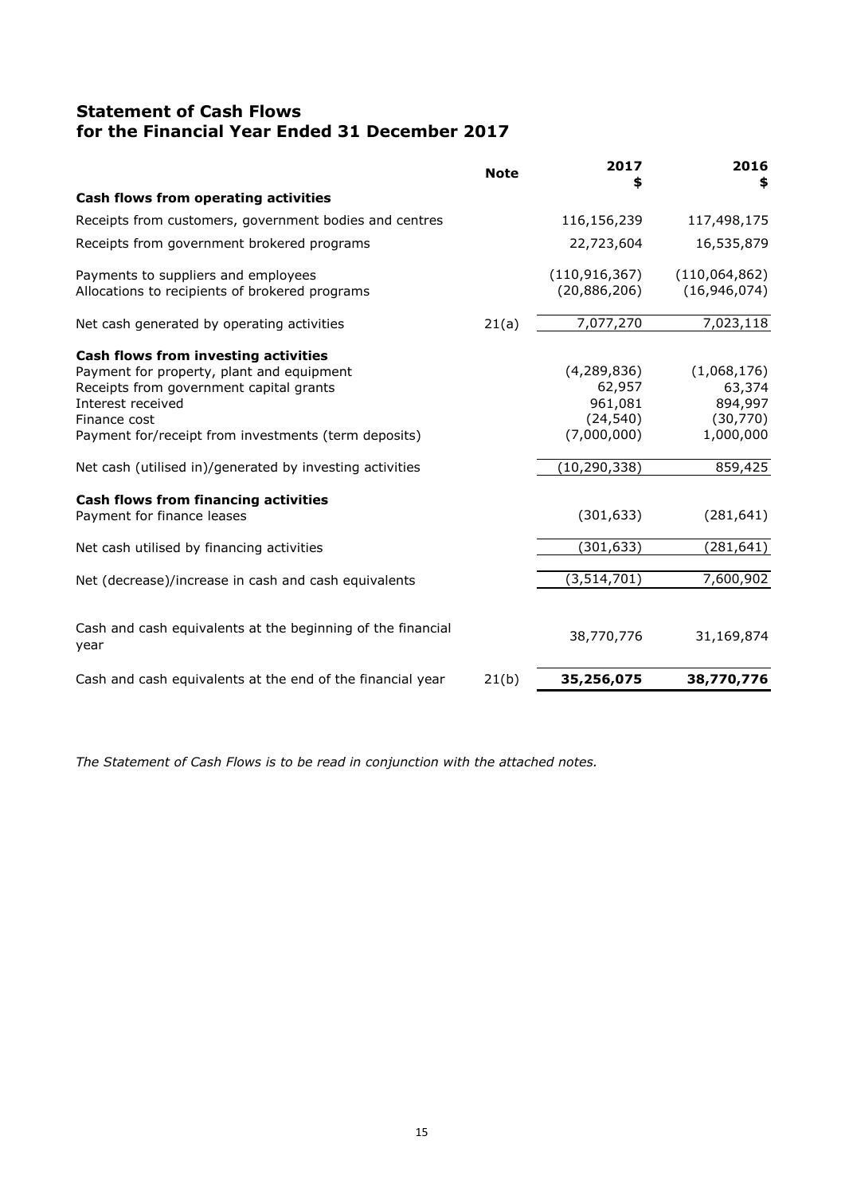# Statement of Cash Flows
# for the Financial Year Ended 31 December 2017

| | Note | 2017<br>$ | 2016<br>$ |
|---|---|---|---|
| **Cash flows from operating activities** | | | |
| Receipts from customers, government bodies and centres | | 116,156,239 | 117,498,175 |
| Receipts from government brokered programs | | 22,723,604 | 16,535,879 |
| Payments to suppliers and employees | | (110,916,367) | (110,064,862) |
| Allocations to recipients of brokered programs | | (20,886,206) | (16,946,074) |
| Net cash generated by operating activities | 21(a) | 7,077,270 | 7,023,118 |
| **Cash flows from investing activities** | | | |
| Payment for property, plant and equipment | | (4,289,836) | (1,068,176) |
| Receipts from government capital grants | | 62,957 | 63,374 |
| Interest received | | 961,081 | 894,997 |
| Finance cost | | (24,540) | (30,770) |
| Payment for/receipt from investments (term deposits) | | (7,000,000) | 1,000,000 |
| Net cash (utilised in)/generated by investing activities | | (10,290,338) | 859,425 |
| **Cash flows from financing activities** | | | |
| Payment for finance leases | | (301,633) | (281,641) |
| Net cash utilised by financing activities | | (301,633) | (281,641) |
| Net (decrease)/increase in cash and cash equivalents | | (3,514,701) | 7,600,902 |
| Cash and cash equivalents at the beginning of the financial year | | 38,770,776 | 31,169,874 |
| Cash and cash equivalents at the end of the financial year | 21(b) | **35,256,075** | **38,770,776** |

*The Statement of Cash Flows is to be read in conjunction with the attached notes.*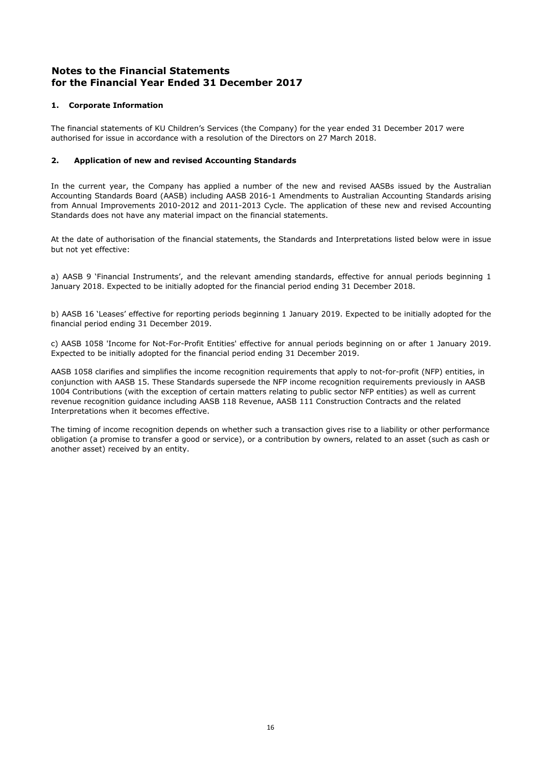# Notes to the Financial Statements for the Financial Year Ended 31 December 2017

## 1. Corporate Information

The financial statements of KU Children's Services (the Company) for the year ended 31 December 2017 were authorised for issue in accordance with a resolution of the Directors on 27 March 2018.

## 2. Application of new and revised Accounting Standards

In the current year, the Company has applied a number of the new and revised AASBs issued by the Australian Accounting Standards Board (AASB) including AASB 2016-1 Amendments to Australian Accounting Standards arising from Annual Improvements 2010-2012 and 2011-2013 Cycle. The application of these new and revised Accounting Standards does not have any material impact on the financial statements.

At the date of authorisation of the financial statements, the Standards and Interpretations listed below were in issue but not yet effective:

a) AASB 9 'Financial Instruments', and the relevant amending standards, effective for annual periods beginning 1 January 2018. Expected to be initially adopted for the financial period ending 31 December 2018.

b) AASB 16 'Leases' effective for reporting periods beginning 1 January 2019. Expected to be initially adopted for the financial period ending 31 December 2019.

c) AASB 1058 'Income for Not-For-Profit Entities' effective for annual periods beginning on or after 1 January 2019. Expected to be initially adopted for the financial period ending 31 December 2019.

AASB 1058 clarifies and simplifies the income recognition requirements that apply to not-for-profit (NFP) entities, in conjunction with AASB 15. These Standards supersede the NFP income recognition requirements previously in AASB 1004 Contributions (with the exception of certain matters relating to public sector NFP entities) as well as current revenue recognition guidance including AASB 118 Revenue, AASB 111 Construction Contracts and the related Interpretations when it becomes effective.

The timing of income recognition depends on whether such a transaction gives rise to a liability or other performance obligation (a promise to transfer a good or service), or a contribution by owners, related to an asset (such as cash or another asset) received by an entity.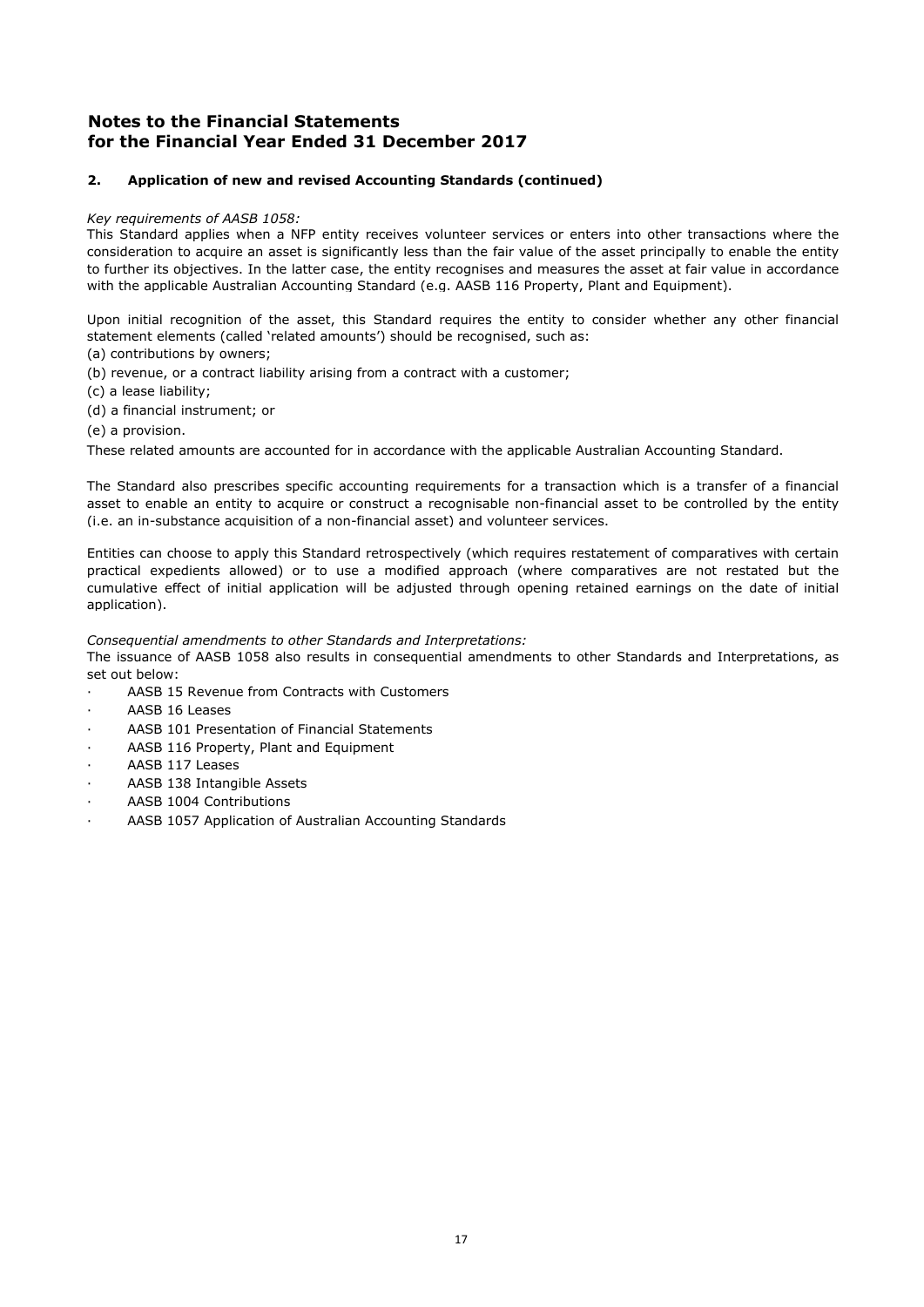# Notes to the Financial Statements
# for the Financial Year Ended 31 December 2017

## 2. Application of new and revised Accounting Standards (continued)

*Key requirements of AASB 1058:*

This Standard applies when a NFP entity receives volunteer services or enters into other transactions where the consideration to acquire an asset is significantly less than the fair value of the asset principally to enable the entity to further its objectives. In the latter case, the entity recognises and measures the asset at fair value in accordance with the applicable Australian Accounting Standard (e.g. AASB 116 Property, Plant and Equipment).

Upon initial recognition of the asset, this Standard requires the entity to consider whether any other financial statement elements (called 'related amounts') should be recognised, such as:

(a) contributions by owners;
(b) revenue, or a contract liability arising from a contract with a customer;
(c) a lease liability;
(d) a financial instrument; or
(e) a provision.

These related amounts are accounted for in accordance with the applicable Australian Accounting Standard.

The Standard also prescribes specific accounting requirements for a transaction which is a transfer of a financial asset to enable an entity to acquire or construct a recognisable non-financial asset to be controlled by the entity (i.e. an in-substance acquisition of a non-financial asset) and volunteer services.

Entities can choose to apply this Standard retrospectively (which requires restatement of comparatives with certain practical expedients allowed) or to use a modified approach (where comparatives are not restated but the cumulative effect of initial application will be adjusted through opening retained earnings on the date of initial application).

*Consequential amendments to other Standards and Interpretations:*

The issuance of AASB 1058 also results in consequential amendments to other Standards and Interpretations, as set out below:

- AASB 15 Revenue from Contracts with Customers
- AASB 16 Leases
- AASB 101 Presentation of Financial Statements
- AASB 116 Property, Plant and Equipment
- AASB 117 Leases
- AASB 138 Intangible Assets
- AASB 1004 Contributions
- AASB 1057 Application of Australian Accounting Standards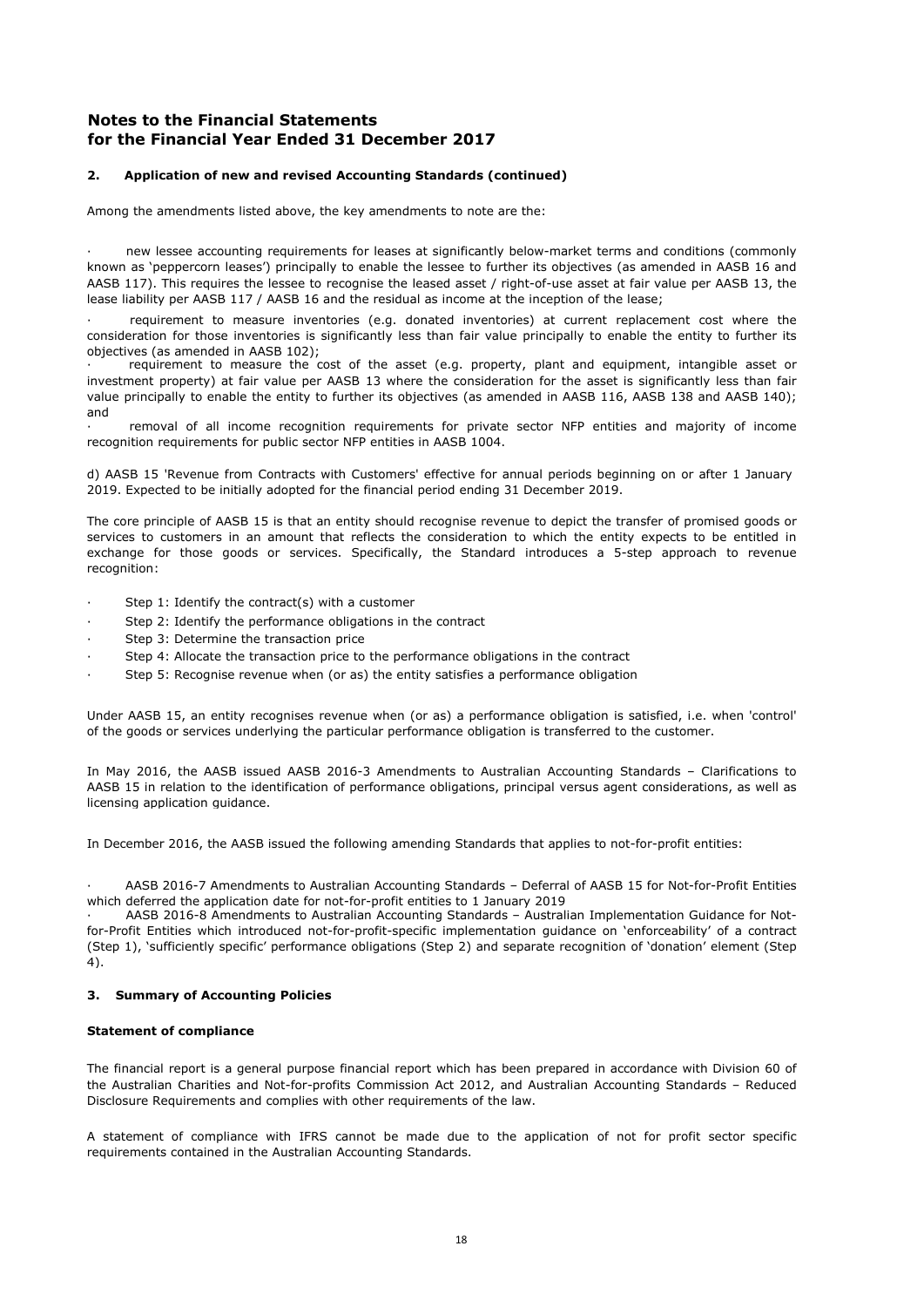# Notes to the Financial Statements
# for the Financial Year Ended 31 December 2017

## 2. Application of new and revised Accounting Standards (continued)

Among the amendments listed above, the key amendments to note are the:

- new lessee accounting requirements for leases at significantly below-market terms and conditions (commonly known as 'peppercorn leases') principally to enable the lessee to further its objectives (as amended in AASB 16 and AASB 117). This requires the lessee to recognise the leased asset / right-of-use asset at fair value per AASB 13, the lease liability per AASB 117 / AASB 16 and the residual as income at the inception of the lease;
- requirement to measure inventories (e.g. donated inventories) at current replacement cost where the consideration for those inventories is significantly less than fair value principally to enable the entity to further its objectives (as amended in AASB 102);
- requirement to measure the cost of the asset (e.g. property, plant and equipment, intangible asset or investment property) at fair value per AASB 13 where the consideration for the asset is significantly less than fair value principally to enable the entity to further its objectives (as amended in AASB 116, AASB 138 and AASB 140); and
- removal of all income recognition requirements for private sector NFP entities and majority of income recognition requirements for public sector NFP entities in AASB 1004.

d) AASB 15 'Revenue from Contracts with Customers' effective for annual periods beginning on or after 1 January 2019. Expected to be initially adopted for the financial period ending 31 December 2019.

The core principle of AASB 15 is that an entity should recognise revenue to depict the transfer of promised goods or services to customers in an amount that reflects the consideration to which the entity expects to be entitled in exchange for those goods or services. Specifically, the Standard introduces a 5-step approach to revenue recognition:

- Step 1: Identify the contract(s) with a customer
- Step 2: Identify the performance obligations in the contract
- Step 3: Determine the transaction price
- Step 4: Allocate the transaction price to the performance obligations in the contract
- Step 5: Recognise revenue when (or as) the entity satisfies a performance obligation

Under AASB 15, an entity recognises revenue when (or as) a performance obligation is satisfied, i.e. when 'control' of the goods or services underlying the particular performance obligation is transferred to the customer.

In May 2016, the AASB issued AASB 2016-3 Amendments to Australian Accounting Standards – Clarifications to AASB 15 in relation to the identification of performance obligations, principal versus agent considerations, as well as licensing application guidance.

In December 2016, the AASB issued the following amending Standards that applies to not-for-profit entities:

- AASB 2016-7 Amendments to Australian Accounting Standards – Deferral of AASB 15 for Not-for-Profit Entities which deferred the application date for not-for-profit entities to 1 January 2019
- AASB 2016-8 Amendments to Australian Accounting Standards – Australian Implementation Guidance for Not-for-Profit Entities which introduced not-for-profit-specific implementation guidance on 'enforceability' of a contract (Step 1), 'sufficiently specific' performance obligations (Step 2) and separate recognition of 'donation' element (Step 4).

## 3. Summary of Accounting Policies

### Statement of compliance

The financial report is a general purpose financial report which has been prepared in accordance with Division 60 of the Australian Charities and Not-for-profits Commission Act 2012, and Australian Accounting Standards – Reduced Disclosure Requirements and complies with other requirements of the law.

A statement of compliance with IFRS cannot be made due to the application of not for profit sector specific requirements contained in the Australian Accounting Standards.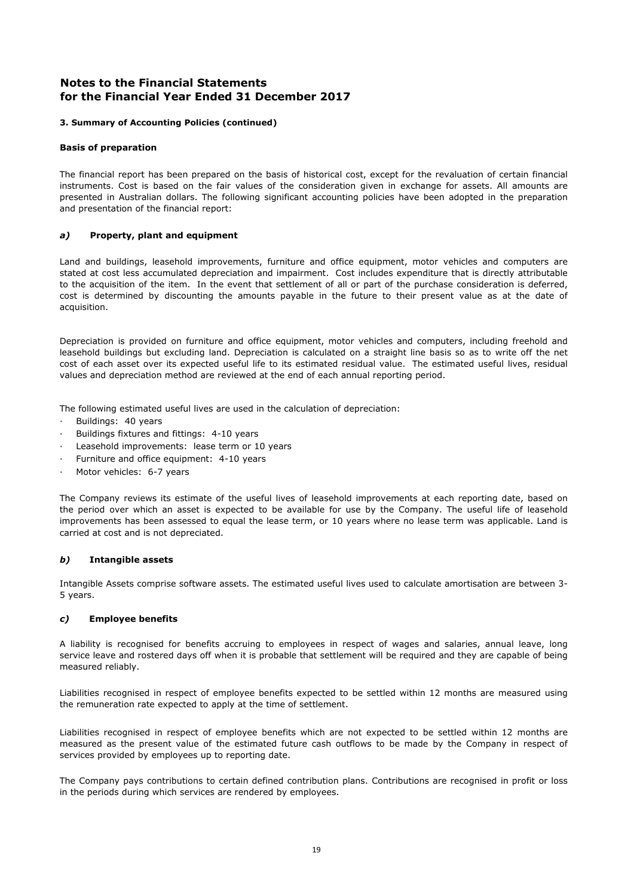# Notes to the Financial Statements for the Financial Year Ended 31 December 2017

### 3. Summary of Accounting Policies (continued)

#### Basis of preparation

The financial report has been prepared on the basis of historical cost, except for the revaluation of certain financial instruments. Cost is based on the fair values of the consideration given in exchange for assets. All amounts are presented in Australian dollars. The following significant accounting policies have been adopted in the preparation and presentation of the financial report:

#### *a)* Property, plant and equipment

Land and buildings, leasehold improvements, furniture and office equipment, motor vehicles and computers are stated at cost less accumulated depreciation and impairment. Cost includes expenditure that is directly attributable to the acquisition of the item. In the event that settlement of all or part of the purchase consideration is deferred, cost is determined by discounting the amounts payable in the future to their present value as at the date of acquisition.

Depreciation is provided on furniture and office equipment, motor vehicles and computers, including freehold and leasehold buildings but excluding land. Depreciation is calculated on a straight line basis so as to write off the net cost of each asset over its expected useful life to its estimated residual value. The estimated useful lives, residual values and depreciation method are reviewed at the end of each annual reporting period.

The following estimated useful lives are used in the calculation of depreciation:

- Buildings: 40 years
- Buildings fixtures and fittings: 4-10 years
- Leasehold improvements: lease term or 10 years
- Furniture and office equipment: 4-10 years
- Motor vehicles: 6-7 years

The Company reviews its estimate of the useful lives of leasehold improvements at each reporting date, based on the period over which an asset is expected to be available for use by the Company. The useful life of leasehold improvements has been assessed to equal the lease term, or 10 years where no lease term was applicable. Land is carried at cost and is not depreciated.

#### *b)* Intangible assets

Intangible Assets comprise software assets. The estimated useful lives used to calculate amortisation are between 3-5 years.

#### *c)* Employee benefits

A liability is recognised for benefits accruing to employees in respect of wages and salaries, annual leave, long service leave and rostered days off when it is probable that settlement will be required and they are capable of being measured reliably.

Liabilities recognised in respect of employee benefits expected to be settled within 12 months are measured using the remuneration rate expected to apply at the time of settlement.

Liabilities recognised in respect of employee benefits which are not expected to be settled within 12 months are measured as the present value of the estimated future cash outflows to be made by the Company in respect of services provided by employees up to reporting date.

The Company pays contributions to certain defined contribution plans. Contributions are recognised in profit or loss in the periods during which services are rendered by employees.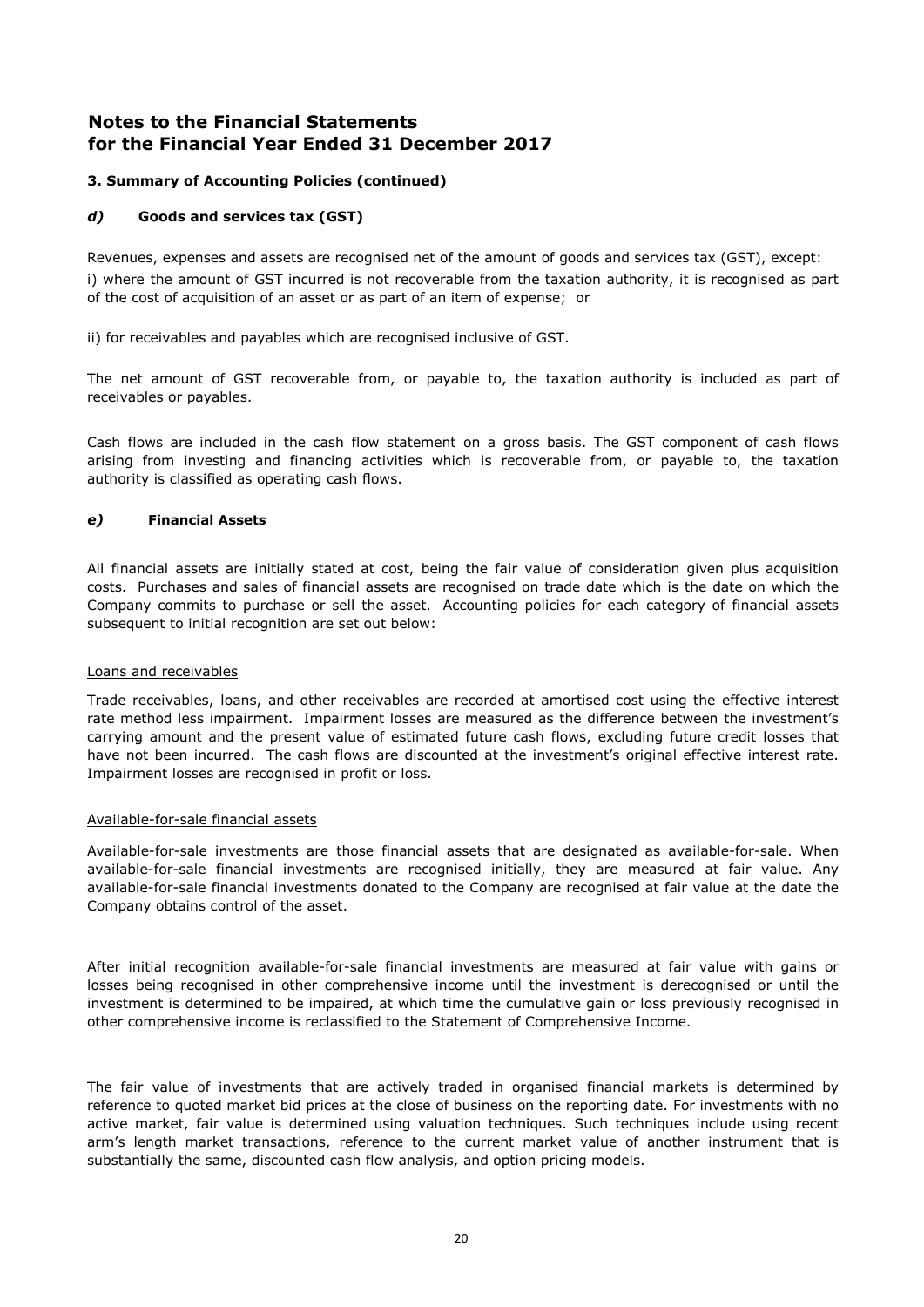# Notes to the Financial Statements for the Financial Year Ended 31 December 2017

### 3. Summary of Accounting Policies (continued)

#### *d)* Goods and services tax (GST)

Revenues, expenses and assets are recognised net of the amount of goods and services tax (GST), except:

i) where the amount of GST incurred is not recoverable from the taxation authority, it is recognised as part of the cost of acquisition of an asset or as part of an item of expense; or

ii) for receivables and payables which are recognised inclusive of GST.

The net amount of GST recoverable from, or payable to, the taxation authority is included as part of receivables or payables.

Cash flows are included in the cash flow statement on a gross basis. The GST component of cash flows arising from investing and financing activities which is recoverable from, or payable to, the taxation authority is classified as operating cash flows.

#### *e)* Financial Assets

All financial assets are initially stated at cost, being the fair value of consideration given plus acquisition costs. Purchases and sales of financial assets are recognised on trade date which is the date on which the Company commits to purchase or sell the asset. Accounting policies for each category of financial assets subsequent to initial recognition are set out below:

Loans and receivables

Trade receivables, loans, and other receivables are recorded at amortised cost using the effective interest rate method less impairment. Impairment losses are measured as the difference between the investment's carrying amount and the present value of estimated future cash flows, excluding future credit losses that have not been incurred. The cash flows are discounted at the investment's original effective interest rate. Impairment losses are recognised in profit or loss.

Available-for-sale financial assets

Available-for-sale investments are those financial assets that are designated as available-for-sale. When available-for-sale financial investments are recognised initially, they are measured at fair value. Any available-for-sale financial investments donated to the Company are recognised at fair value at the date the Company obtains control of the asset.

After initial recognition available-for-sale financial investments are measured at fair value with gains or losses being recognised in other comprehensive income until the investment is derecognised or until the investment is determined to be impaired, at which time the cumulative gain or loss previously recognised in other comprehensive income is reclassified to the Statement of Comprehensive Income.

The fair value of investments that are actively traded in organised financial markets is determined by reference to quoted market bid prices at the close of business on the reporting date. For investments with no active market, fair value is determined using valuation techniques. Such techniques include using recent arm's length market transactions, reference to the current market value of another instrument that is substantially the same, discounted cash flow analysis, and option pricing models.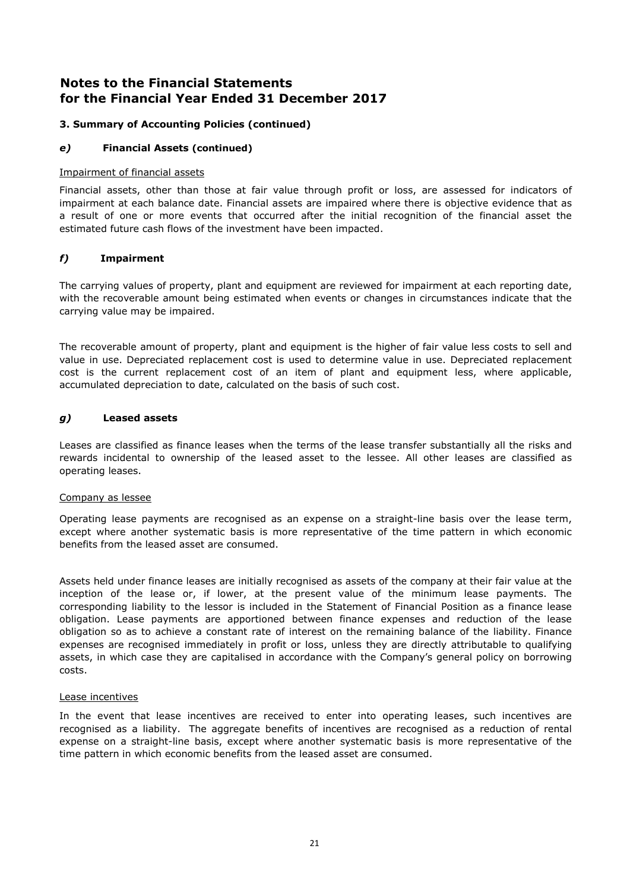# Notes to the Financial Statements for the Financial Year Ended 31 December 2017

### 3. Summary of Accounting Policies (continued)

### *e)* Financial Assets (continued)

Impairment of financial assets

Financial assets, other than those at fair value through profit or loss, are assessed for indicators of impairment at each balance date. Financial assets are impaired where there is objective evidence that as a result of one or more events that occurred after the initial recognition of the financial asset the estimated future cash flows of the investment have been impacted.

### *f)* Impairment

The carrying values of property, plant and equipment are reviewed for impairment at each reporting date, with the recoverable amount being estimated when events or changes in circumstances indicate that the carrying value may be impaired.

The recoverable amount of property, plant and equipment is the higher of fair value less costs to sell and value in use. Depreciated replacement cost is used to determine value in use. Depreciated replacement cost is the current replacement cost of an item of plant and equipment less, where applicable, accumulated depreciation to date, calculated on the basis of such cost.

### *g)* Leased assets

Leases are classified as finance leases when the terms of the lease transfer substantially all the risks and rewards incidental to ownership of the leased asset to the lessee. All other leases are classified as operating leases.

Company as lessee

Operating lease payments are recognised as an expense on a straight-line basis over the lease term, except where another systematic basis is more representative of the time pattern in which economic benefits from the leased asset are consumed.

Assets held under finance leases are initially recognised as assets of the company at their fair value at the inception of the lease or, if lower, at the present value of the minimum lease payments. The corresponding liability to the lessor is included in the Statement of Financial Position as a finance lease obligation. Lease payments are apportioned between finance expenses and reduction of the lease obligation so as to achieve a constant rate of interest on the remaining balance of the liability. Finance expenses are recognised immediately in profit or loss, unless they are directly attributable to qualifying assets, in which case they are capitalised in accordance with the Company's general policy on borrowing costs.

Lease incentives

In the event that lease incentives are received to enter into operating leases, such incentives are recognised as a liability. The aggregate benefits of incentives are recognised as a reduction of rental expense on a straight-line basis, except where another systematic basis is more representative of the time pattern in which economic benefits from the leased asset are consumed.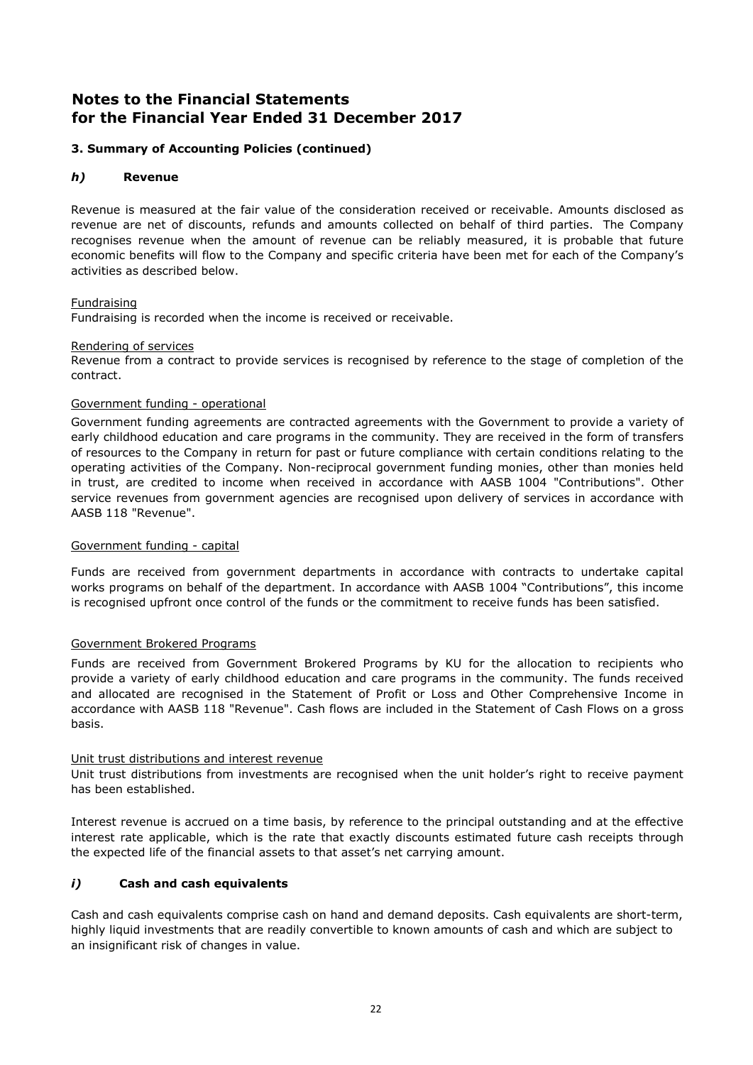# Notes to the Financial Statements for the Financial Year Ended 31 December 2017

### 3. Summary of Accounting Policies (continued)

### *h)* Revenue

Revenue is measured at the fair value of the consideration received or receivable. Amounts disclosed as revenue are net of discounts, refunds and amounts collected on behalf of third parties. The Company recognises revenue when the amount of revenue can be reliably measured, it is probable that future economic benefits will flow to the Company and specific criteria have been met for each of the Company's activities as described below.

<u>Fundraising</u>
Fundraising is recorded when the income is received or receivable.

<u>Rendering of services</u>
Revenue from a contract to provide services is recognised by reference to the stage of completion of the contract.

<u>Government funding - operational</u>

Government funding agreements are contracted agreements with the Government to provide a variety of early childhood education and care programs in the community. They are received in the form of transfers of resources to the Company in return for past or future compliance with certain conditions relating to the operating activities of the Company. Non-reciprocal government funding monies, other than monies held in trust, are credited to income when received in accordance with AASB 1004 "Contributions". Other service revenues from government agencies are recognised upon delivery of services in accordance with AASB 118 "Revenue".

<u>Government funding - capital</u>

Funds are received from government departments in accordance with contracts to undertake capital works programs on behalf of the department. In accordance with AASB 1004 "Contributions", this income is recognised upfront once control of the funds or the commitment to receive funds has been satisfied.

<u>Government Brokered Programs</u>

Funds are received from Government Brokered Programs by KU for the allocation to recipients who provide a variety of early childhood education and care programs in the community. The funds received and allocated are recognised in the Statement of Profit or Loss and Other Comprehensive Income in accordance with AASB 118 "Revenue". Cash flows are included in the Statement of Cash Flows on a gross basis.

<u>Unit trust distributions and interest revenue</u>
Unit trust distributions from investments are recognised when the unit holder's right to receive payment has been established.

Interest revenue is accrued on a time basis, by reference to the principal outstanding and at the effective interest rate applicable, which is the rate that exactly discounts estimated future cash receipts through the expected life of the financial assets to that asset's net carrying amount.

### *i)* Cash and cash equivalents

Cash and cash equivalents comprise cash on hand and demand deposits. Cash equivalents are short-term, highly liquid investments that are readily convertible to known amounts of cash and which are subject to an insignificant risk of changes in value.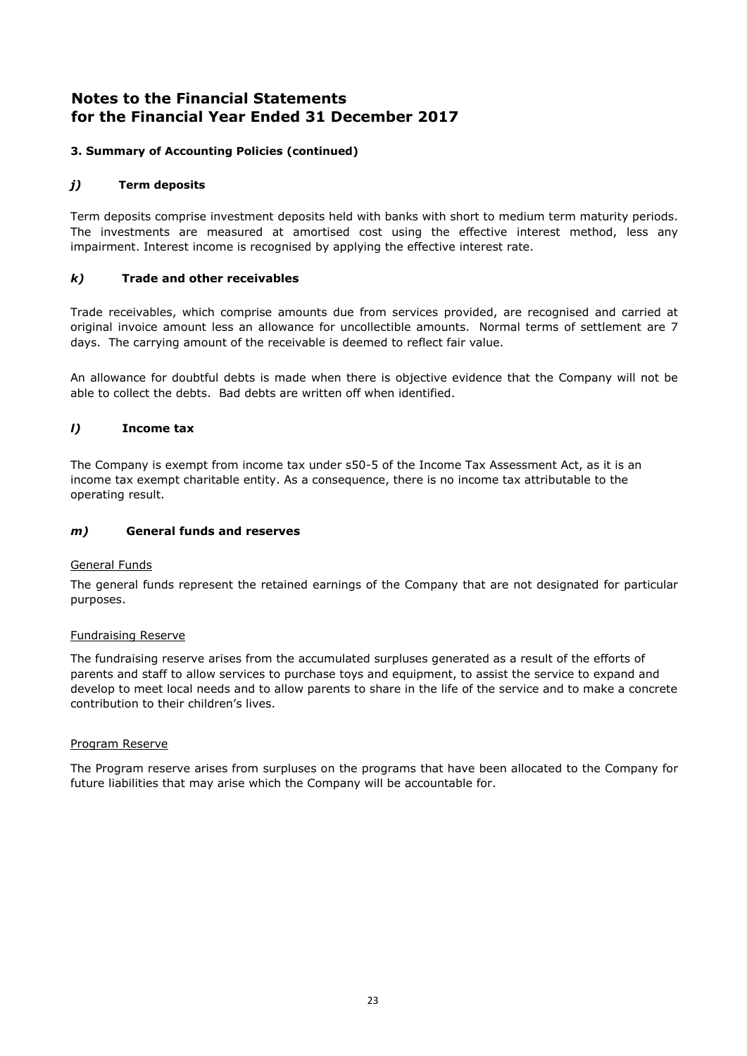# Notes to the Financial Statements for the Financial Year Ended 31 December 2017

### 3. Summary of Accounting Policies (continued)

#### *j)* Term deposits

Term deposits comprise investment deposits held with banks with short to medium term maturity periods. The investments are measured at amortised cost using the effective interest method, less any impairment. Interest income is recognised by applying the effective interest rate.

#### *k)* Trade and other receivables

Trade receivables, which comprise amounts due from services provided, are recognised and carried at original invoice amount less an allowance for uncollectible amounts. Normal terms of settlement are 7 days. The carrying amount of the receivable is deemed to reflect fair value.

An allowance for doubtful debts is made when there is objective evidence that the Company will not be able to collect the debts. Bad debts are written off when identified.

#### *l)* Income tax

The Company is exempt from income tax under s50-5 of the Income Tax Assessment Act, as it is an income tax exempt charitable entity. As a consequence, there is no income tax attributable to the operating result.

#### *m)* General funds and reserves

General Funds

The general funds represent the retained earnings of the Company that are not designated for particular purposes.

Fundraising Reserve

The fundraising reserve arises from the accumulated surpluses generated as a result of the efforts of parents and staff to allow services to purchase toys and equipment, to assist the service to expand and develop to meet local needs and to allow parents to share in the life of the service and to make a concrete contribution to their children's lives.

Program Reserve

The Program reserve arises from surpluses on the programs that have been allocated to the Company for future liabilities that may arise which the Company will be accountable for.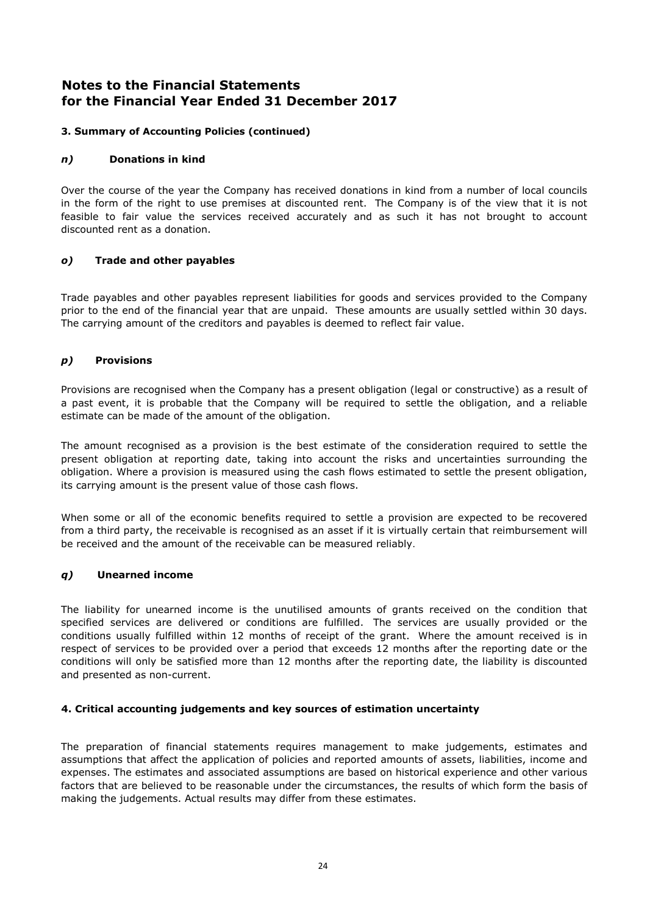# Notes to the Financial Statements for the Financial Year Ended 31 December 2017

### 3. Summary of Accounting Policies (continued)

#### *n)* Donations in kind

Over the course of the year the Company has received donations in kind from a number of local councils in the form of the right to use premises at discounted rent. The Company is of the view that it is not feasible to fair value the services received accurately and as such it has not brought to account discounted rent as a donation.

#### *o)* Trade and other payables

Trade payables and other payables represent liabilities for goods and services provided to the Company prior to the end of the financial year that are unpaid. These amounts are usually settled within 30 days. The carrying amount of the creditors and payables is deemed to reflect fair value.

#### *p)* Provisions

Provisions are recognised when the Company has a present obligation (legal or constructive) as a result of a past event, it is probable that the Company will be required to settle the obligation, and a reliable estimate can be made of the amount of the obligation.

The amount recognised as a provision is the best estimate of the consideration required to settle the present obligation at reporting date, taking into account the risks and uncertainties surrounding the obligation. Where a provision is measured using the cash flows estimated to settle the present obligation, its carrying amount is the present value of those cash flows.

When some or all of the economic benefits required to settle a provision are expected to be recovered from a third party, the receivable is recognised as an asset if it is virtually certain that reimbursement will be received and the amount of the receivable can be measured reliably.

#### *q)* Unearned income

The liability for unearned income is the unutilised amounts of grants received on the condition that specified services are delivered or conditions are fulfilled. The services are usually provided or the conditions usually fulfilled within 12 months of receipt of the grant. Where the amount received is in respect of services to be provided over a period that exceeds 12 months after the reporting date or the conditions will only be satisfied more than 12 months after the reporting date, the liability is discounted and presented as non-current.

### 4. Critical accounting judgements and key sources of estimation uncertainty

The preparation of financial statements requires management to make judgements, estimates and assumptions that affect the application of policies and reported amounts of assets, liabilities, income and expenses. The estimates and associated assumptions are based on historical experience and other various factors that are believed to be reasonable under the circumstances, the results of which form the basis of making the judgements. Actual results may differ from these estimates.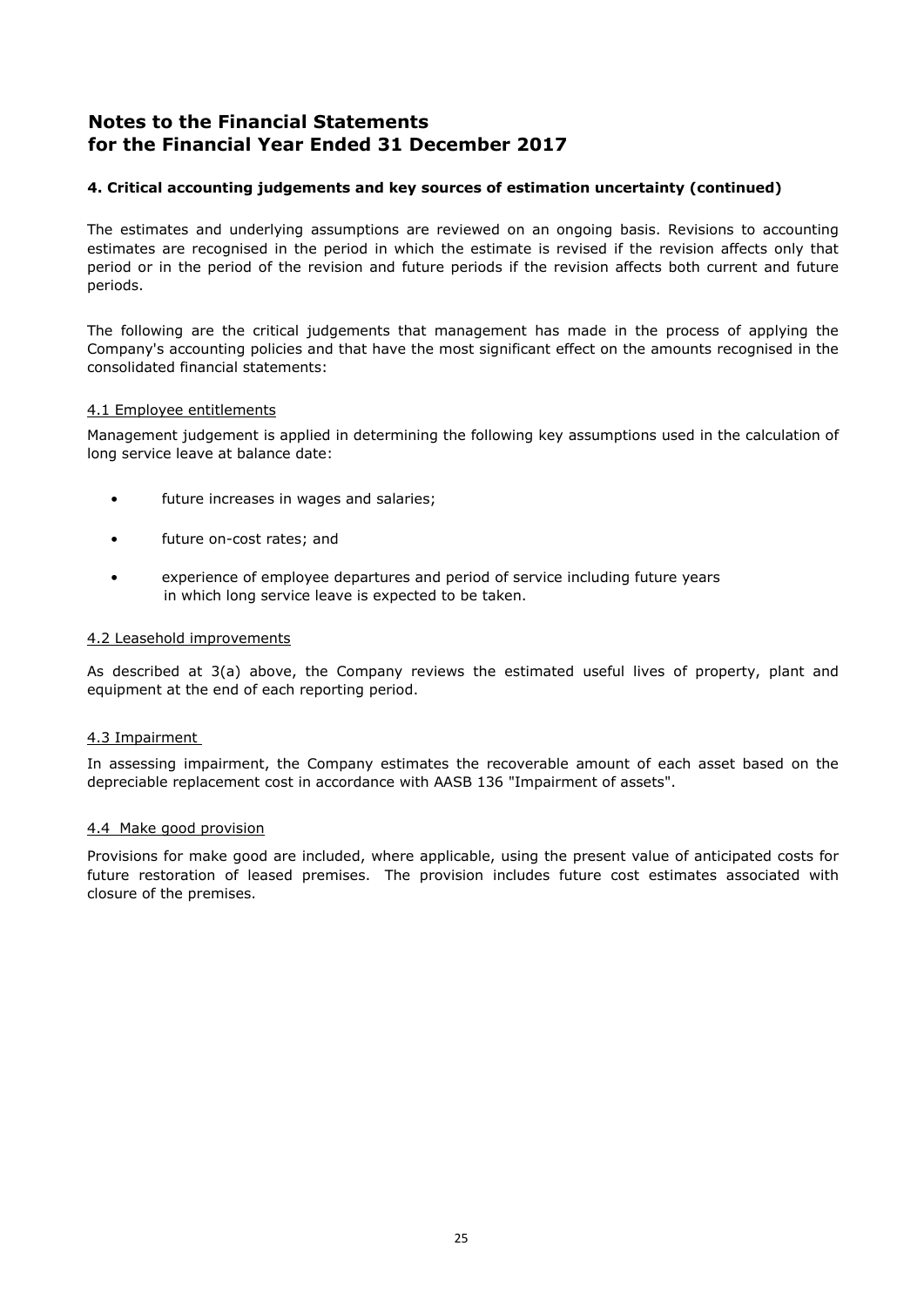# Notes to the Financial Statements for the Financial Year Ended 31 December 2017

### 4. Critical accounting judgements and key sources of estimation uncertainty (continued)

The estimates and underlying assumptions are reviewed on an ongoing basis. Revisions to accounting estimates are recognised in the period in which the estimate is revised if the revision affects only that period or in the period of the revision and future periods if the revision affects both current and future periods.

The following are the critical judgements that management has made in the process of applying the Company's accounting policies and that have the most significant effect on the amounts recognised in the consolidated financial statements:

#### 4.1 Employee entitlements

Management judgement is applied in determining the following key assumptions used in the calculation of long service leave at balance date:

- future increases in wages and salaries;
- future on-cost rates; and
- experience of employee departures and period of service including future years in which long service leave is expected to be taken.

#### 4.2 Leasehold improvements

As described at 3(a) above, the Company reviews the estimated useful lives of property, plant and equipment at the end of each reporting period.

#### 4.3 Impairment

In assessing impairment, the Company estimates the recoverable amount of each asset based on the depreciable replacement cost in accordance with AASB 136 "Impairment of assets".

#### 4.4 Make good provision

Provisions for make good are included, where applicable, using the present value of anticipated costs for future restoration of leased premises. The provision includes future cost estimates associated with closure of the premises.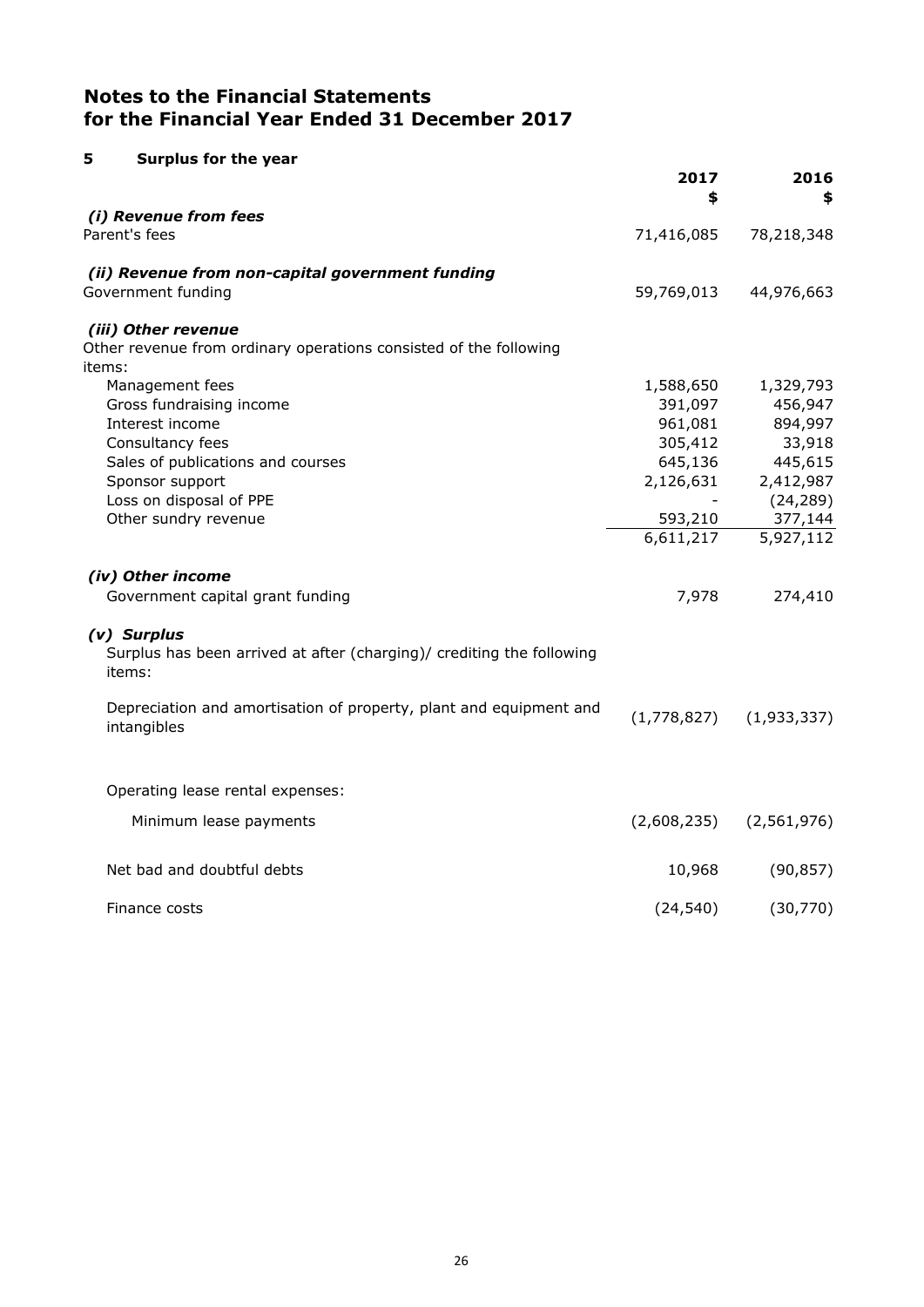# Notes to the Financial Statements
# for the Financial Year Ended 31 December 2017

## 5 Surplus for the year

| | 2017<br>$ | 2016<br>$ |
|---|---|---|
| ***(i) Revenue from fees*** | | |
| Parent's fees | 71,416,085 | 78,218,348 |
| | | |
| ***(ii) Revenue from non-capital government funding*** | | |
| Government funding | 59,769,013 | 44,976,663 |
| | | |
| ***(iii) Other revenue*** | | |
| Other revenue from ordinary operations consisted of the following items: | | |
| Management fees | 1,588,650 | 1,329,793 |
| Gross fundraising income | 391,097 | 456,947 |
| Interest income | 961,081 | 894,997 |
| Consultancy fees | 305,412 | 33,918 |
| Sales of publications and courses | 645,136 | 445,615 |
| Sponsor support | 2,126,631 | 2,412,987 |
| Loss on disposal of PPE | - | (24,289) |
| Other sundry revenue | 593,210 | 377,144 |
| | 6,611,217 | 5,927,112 |
| | | |
| ***(iv) Other income*** | | |
| Government capital grant funding | 7,978 | 274,410 |
| | | |
| ***(v) Surplus*** | | |
| Surplus has been arrived at after (charging)/ crediting the following items: | | |
| Depreciation and amortisation of property, plant and equipment and intangibles | (1,778,827) | (1,933,337) |
| Operating lease rental expenses: | | |
| Minimum lease payments | (2,608,235) | (2,561,976) |
| Net bad and doubtful debts | 10,968 | (90,857) |
| Finance costs | (24,540) | (30,770) |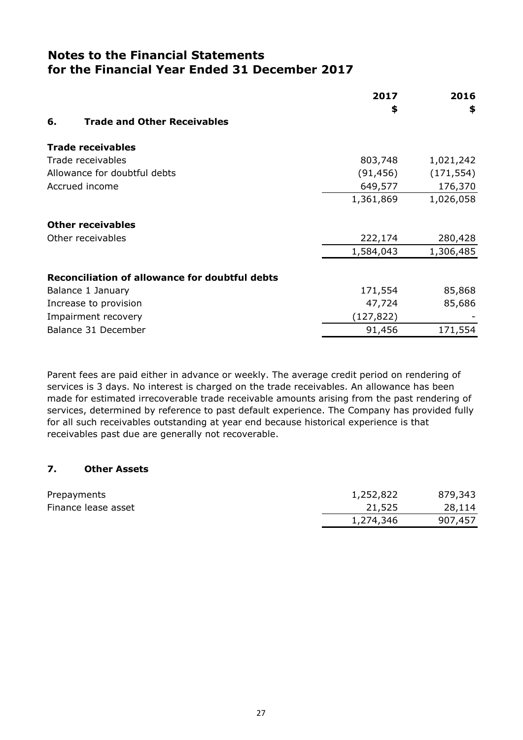# Notes to the Financial Statements for the Financial Year Ended 31 December 2017

| | 2017 | 2016 |
|---|---|---|
| | $ | $ |
| **6. Trade and Other Receivables** | | |
| **Trade receivables** | | |
| Trade receivables | 803,748 | 1,021,242 |
| Allowance for doubtful debts | (91,456) | (171,554) |
| Accrued income | 649,577 | 176,370 |
| | 1,361,869 | 1,026,058 |
| **Other receivables** | | |
| Other receivables | 222,174 | 280,428 |
| | 1,584,043 | 1,306,485 |
| **Reconciliation of allowance for doubtful debts** | | |
| Balance 1 January | 171,554 | 85,868 |
| Increase to provision | 47,724 | 85,686 |
| Impairment recovery | (127,822) | - |
| Balance 31 December | 91,456 | 171,554 |

Parent fees are paid either in advance or weekly. The average credit period on rendering of services is 3 days. No interest is charged on the trade receivables. An allowance has been made for estimated irrecoverable trade receivable amounts arising from the past rendering of services, determined by reference to past default experience. The Company has provided fully for all such receivables outstanding at year end because historical experience is that receivables past due are generally not recoverable.

## 7. Other Assets

| | 2017 | 2016 |
|---|---|---|
| Prepayments | 1,252,822 | 879,343 |
| Finance lease asset | 21,525 | 28,114 |
| | 1,274,346 | 907,457 |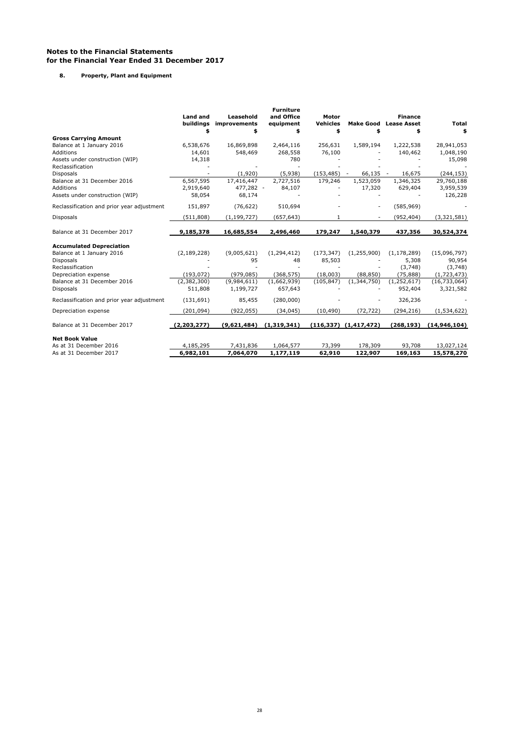**Notes to the Financial Statements**
**for the Financial Year Ended 31 December 2017**

**8. Property, Plant and Equipment**

| | Land and buildings | Leasehold improvements | Furniture and Office equipment | Motor Vehicles | Make Good | Finance Lease Asset | Total |
|---|---|---|---|---|---|---|---|
| | $ | $ | $ | $ | $ | $ | $ |
| **Gross Carrying Amount** | | | | | | | |
| Balance at 1 January 2016 | 6,538,676 | 16,869,898 | 2,464,116 | 256,631 | 1,589,194 | 1,222,538 | 28,941,053 |
| Additions | 14,601 | 548,469 | 268,558 | 76,100 | - | 140,462 | 1,048,190 |
| Assets under construction (WIP) | 14,318 | | 780 | - | - | - | 15,098 |
| Reclassification | - | - | - | - | - | - | - |
| Disposals | - | (1,920) | (5,938) | (153,485) | - 66,135 | - 16,675 | (244,153) |
| Balance at 31 December 2016 | 6,567,595 | 17,416,447 | 2,727,516 | 179,246 | 1,523,059 | 1,346,325 | 29,760,188 |
| Additions | 2,919,640 | 477,282 - | 84,107 | - | 17,320 | 629,404 | 3,959,539 |
| Assets under construction (WIP) | 58,054 | 68,174 | - | - | - | - | 126,228 |
| Reclassification and prior year adjustment | 151,897 | (76,622) | 510,694 | - | - | (585,969) | - |
| Disposals | (511,808) | (1,199,727) | (657,643) | 1 | - | (952,404) | (3,321,581) |
| Balance at 31 December 2017 | **9,185,378** | **16,685,554** | **2,496,460** | **179,247** | **1,540,379** | **437,356** | **30,524,374** |
| **Accumulated Depreciation** | | | | | | | |
| Balance at 1 January 2016 | (2,189,228) | (9,005,621) | (1,294,412) | (173,347) | (1,255,900) | (1,178,289) | (15,096,797) |
| Disposals | - | 95 | 48 | 85,503 | - | 5,308 | 90,954 |
| Reclassification | - | - | - | - | - | (3,748) | (3,748) |
| Depreciation expense | (193,072) | (979,085) | (368,575) | (18,003) | (88,850) | (75,888) | (1,723,473) |
| Balance at 31 December 2016 | (2,382,300) | (9,984,611) | (1,662,939) | (105,847) | (1,344,750) | (1,252,617) | (16,733,064) |
| Disposals | 511,808 | 1,199,727 | 657,643 | - | - | 952,404 | 3,321,582 |
| Reclassification and prior year adjustment | (131,691) | 85,455 | (280,000) | - | - | 326,236 | - |
| Depreciation expense | (201,094) | (922,055) | (34,045) | (10,490) | (72,722) | (294,216) | (1,534,622) |
| Balance at 31 December 2017 | **(2,203,277)** | **(9,621,484)** | **(1,319,341)** | **(116,337)** | **(1,417,472)** | **(268,193)** | **(14,946,104)** |
| **Net Book Value** | | | | | | | |
| As at 31 December 2016 | 4,185,295 | 7,431,836 | 1,064,577 | 73,399 | 178,309 | 93,708 | 13,027,124 |
| As at 31 December 2017 | **6,982,101** | **7,064,070** | **1,177,119** | **62,910** | **122,907** | **169,163** | **15,578,270** |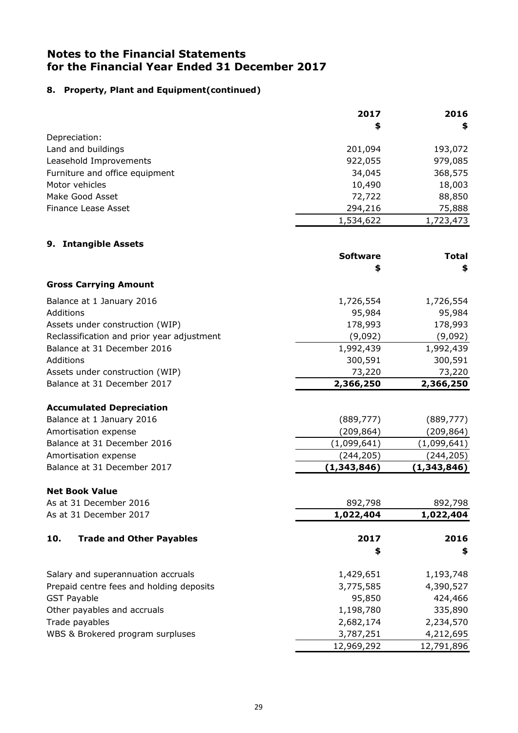# Notes to the Financial Statements for the Financial Year Ended 31 December 2017

## 8. Property, Plant and Equipment(continued)

| | 2017 | 2016 |
|---|---|---|
| | $ | $ |
| Depreciation: | | |
| Land and buildings | 201,094 | 193,072 |
| Leasehold Improvements | 922,055 | 979,085 |
| Furniture and office equipment | 34,045 | 368,575 |
| Motor vehicles | 10,490 | 18,003 |
| Make Good Asset | 72,722 | 88,850 |
| Finance Lease Asset | 294,216 | 75,888 |
| | 1,534,622 | 1,723,473 |

## 9. Intangible Assets

| | Software | Total |
|---|---|---|
| | $ | $ |
| **Gross Carrying Amount** | | |
| Balance at 1 January 2016 | 1,726,554 | 1,726,554 |
| Additions | 95,984 | 95,984 |
| Assets under construction (WIP) | 178,993 | 178,993 |
| Reclassification and prior year adjustment | (9,092) | (9,092) |
| Balance at 31 December 2016 | 1,992,439 | 1,992,439 |
| Additions | 300,591 | 300,591 |
| Assets under construction (WIP) | 73,220 | 73,220 |
| Balance at 31 December 2017 | **2,366,250** | **2,366,250** |
| **Accumulated Depreciation** | | |
| Balance at 1 January 2016 | (889,777) | (889,777) |
| Amortisation expense | (209,864) | (209,864) |
| Balance at 31 December 2016 | (1,099,641) | (1,099,641) |
| Amortisation expense | (244,205) | (244,205) |
| Balance at 31 December 2017 | **(1,343,846)** | **(1,343,846)** |
| **Net Book Value** | | |
| As at 31 December 2016 | 892,798 | 892,798 |
| As at 31 December 2017 | **1,022,404** | **1,022,404** |

## 10. Trade and Other Payables

| | 2017 | 2016 |
|---|---|---|
| | $ | $ |
| Salary and superannuation accruals | 1,429,651 | 1,193,748 |
| Prepaid centre fees and holding deposits | 3,775,585 | 4,390,527 |
| GST Payable | 95,850 | 424,466 |
| Other payables and accruals | 1,198,780 | 335,890 |
| Trade payables | 2,682,174 | 2,234,570 |
| WBS & Brokered program surpluses | 3,787,251 | 4,212,695 |
| | 12,969,292 | 12,791,896 |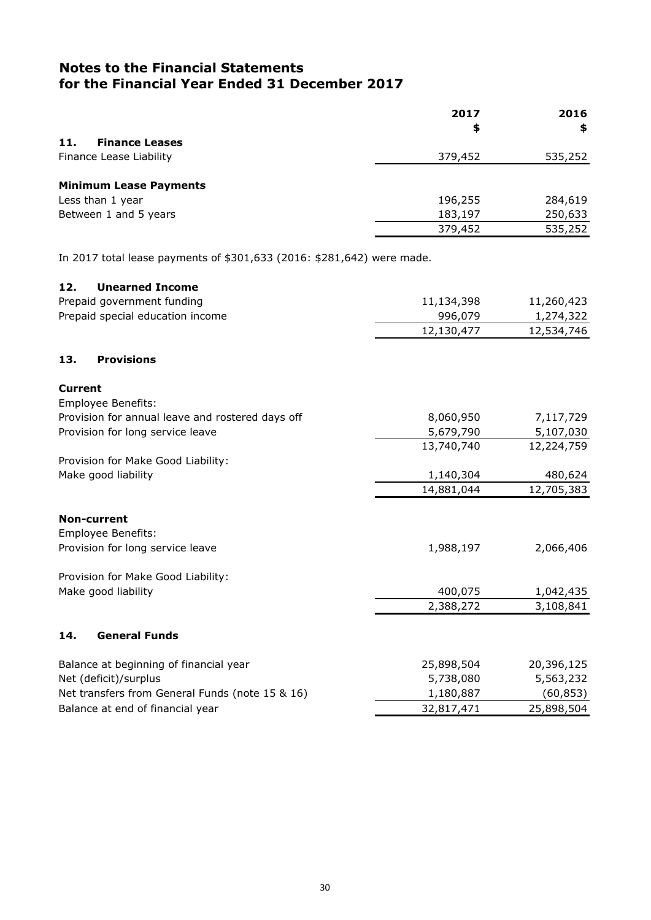# Notes to the Financial Statements for the Financial Year Ended 31 December 2017

| | 2017 $ | 2016 $ |
|---|---|---|
| **11. Finance Leases** | | |
| Finance Lease Liability | 379,452 | 535,252 |
| | | |
| **Minimum Lease Payments** | | |
| Less than 1 year | 196,255 | 284,619 |
| Between 1 and 5 years | 183,197 | 250,633 |
| | 379,452 | 535,252 |

In 2017 total lease payments of $301,633 (2016: $281,642) were made.

| | 2017 $ | 2016 $ |
|---|---|---|
| **12. Unearned Income** | | |
| Prepaid government funding | 11,134,398 | 11,260,423 |
| Prepaid special education income | 996,079 | 1,274,322 |
| | 12,130,477 | 12,534,746 |

| | 2017 $ | 2016 $ |
|---|---|---|
| **13. Provisions** | | |
| **Current** | | |
| Employee Benefits: | | |
| Provision for annual leave and rostered days off | 8,060,950 | 7,117,729 |
| Provision for long service leave | 5,679,790 | 5,107,030 |
| | 13,740,740 | 12,224,759 |
| Provision for Make Good Liability: | | |
| Make good liability | 1,140,304 | 480,624 |
| | 14,881,044 | 12,705,383 |
| | | |
| **Non-current** | | |
| Employee Benefits: | | |
| Provision for long service leave | 1,988,197 | 2,066,406 |
| | | |
| Provision for Make Good Liability: | | |
| Make good liability | 400,075 | 1,042,435 |
| | 2,388,272 | 3,108,841 |

| | 2017 $ | 2016 $ |
|---|---|---|
| **14. General Funds** | | |
| Balance at beginning of financial year | 25,898,504 | 20,396,125 |
| Net (deficit)/surplus | 5,738,080 | 5,563,232 |
| Net transfers from General Funds (note 15 & 16) | 1,180,887 | (60,853) |
| Balance at end of financial year | 32,817,471 | 25,898,504 |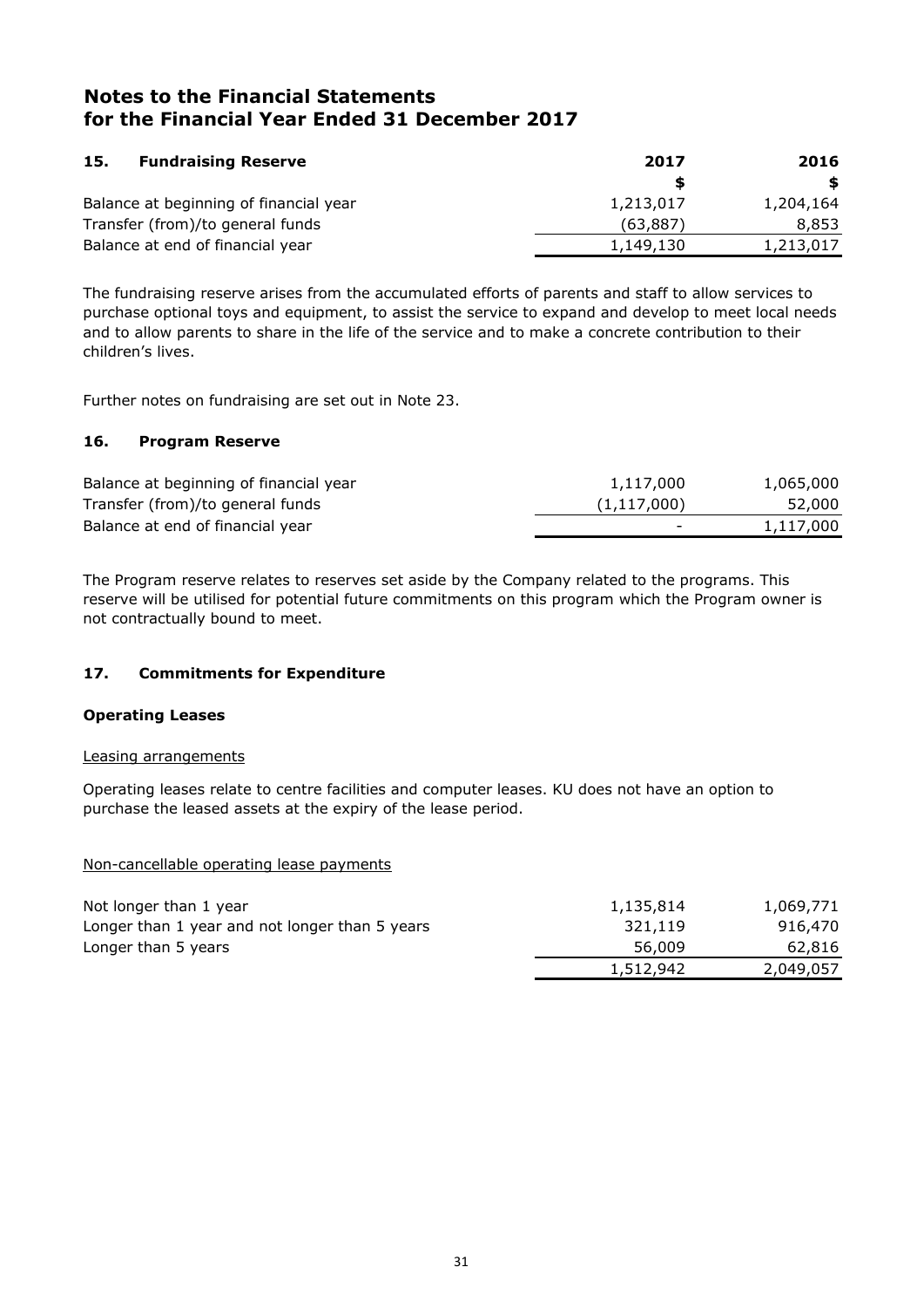# Notes to the Financial Statements for the Financial Year Ended 31 December 2017

## 15. Fundraising Reserve

| | 2017 | 2016 |
|---|---|---|
| | $ | $ |
| Balance at beginning of financial year | 1,213,017 | 1,204,164 |
| Transfer (from)/to general funds | (63,887) | 8,853 |
| Balance at end of financial year | 1,149,130 | 1,213,017 |

The fundraising reserve arises from the accumulated efforts of parents and staff to allow services to purchase optional toys and equipment, to assist the service to expand and develop to meet local needs and to allow parents to share in the life of the service and to make a concrete contribution to their children's lives.

Further notes on fundraising are set out in Note 23.

## 16. Program Reserve

| | 2017 | 2016 |
|---|---|---|
| Balance at beginning of financial year | 1,117,000 | 1,065,000 |
| Transfer (from)/to general funds | (1,117,000) | 52,000 |
| Balance at end of financial year | - | 1,117,000 |

The Program reserve relates to reserves set aside by the Company related to the programs. This reserve will be utilised for potential future commitments on this program which the Program owner is not contractually bound to meet.

## 17. Commitments for Expenditure

### Operating Leases

Leasing arrangements

Operating leases relate to centre facilities and computer leases. KU does not have an option to purchase the leased assets at the expiry of the lease period.

Non-cancellable operating lease payments

| | 2017 | 2016 |
|---|---|---|
| Not longer than 1 year | 1,135,814 | 1,069,771 |
| Longer than 1 year and not longer than 5 years | 321,119 | 916,470 |
| Longer than 5 years | 56,009 | 62,816 |
| | 1,512,942 | 2,049,057 |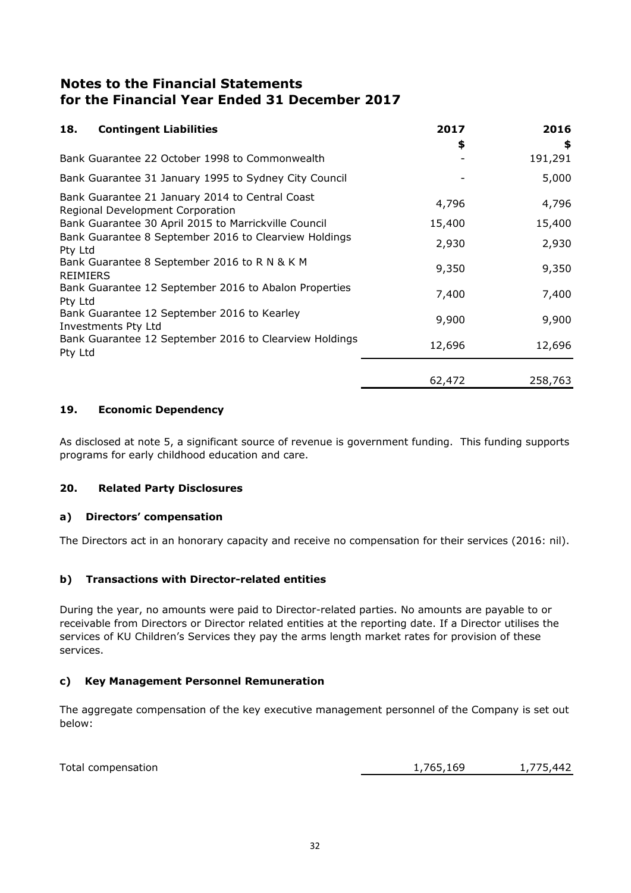# Notes to the Financial Statements
# for the Financial Year Ended 31 December 2017

## 18. Contingent Liabilities

| | 2017 | 2016 |
|---|---|---|
| | $ | $ |
| Bank Guarantee 22 October 1998 to Commonwealth | - | 191,291 |
| Bank Guarantee 31 January 1995 to Sydney City Council | - | 5,000 |
| Bank Guarantee 21 January 2014 to Central Coast Regional Development Corporation | 4,796 | 4,796 |
| Bank Guarantee 30 April 2015 to Marrickville Council | 15,400 | 15,400 |
| Bank Guarantee 8 September 2016 to Clearview Holdings Pty Ltd | 2,930 | 2,930 |
| Bank Guarantee 8 September 2016 to R N & K M REIMIERS | 9,350 | 9,350 |
| Bank Guarantee 12 September 2016 to Abalon Properties Pty Ltd | 7,400 | 7,400 |
| Bank Guarantee 12 September 2016 to Kearley Investments Pty Ltd | 9,900 | 9,900 |
| Bank Guarantee 12 September 2016 to Clearview Holdings Pty Ltd | 12,696 | 12,696 |
| | 62,472 | 258,763 |

## 19. Economic Dependency

As disclosed at note 5, a significant source of revenue is government funding. This funding supports programs for early childhood education and care.

## 20. Related Party Disclosures

### a) Directors' compensation

The Directors act in an honorary capacity and receive no compensation for their services (2016: nil).

### b) Transactions with Director-related entities

During the year, no amounts were paid to Director-related parties. No amounts are payable to or receivable from Directors or Director related entities at the reporting date. If a Director utilises the services of KU Children's Services they pay the arms length market rates for provision of these services.

### c) Key Management Personnel Remuneration

The aggregate compensation of the key executive management personnel of the Company is set out below:

| | 2017 | 2016 |
|---|---|---|
| Total compensation | 1,765,169 | 1,775,442 |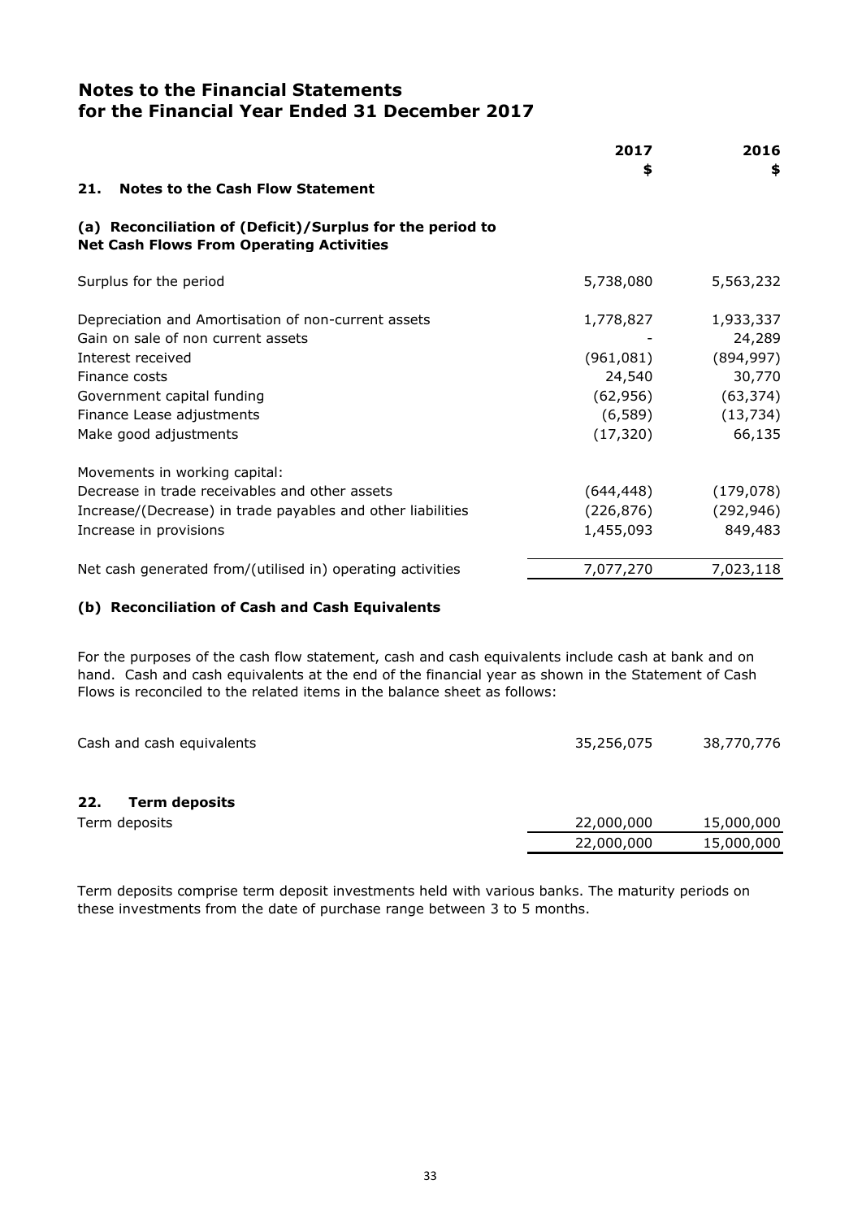# Notes to the Financial Statements for the Financial Year Ended 31 December 2017

| | 2017 | 2016 |
|---|---|---|
| | $ | $ |
| **21. Notes to the Cash Flow Statement** | | |
| **(a) Reconciliation of (Deficit)/Surplus for the period to Net Cash Flows From Operating Activities** | | |
| Surplus for the period | 5,738,080 | 5,563,232 |
| Depreciation and Amortisation of non-current assets | 1,778,827 | 1,933,337 |
| Gain on sale of non current assets | - | 24,289 |
| Interest received | (961,081) | (894,997) |
| Finance costs | 24,540 | 30,770 |
| Government capital funding | (62,956) | (63,374) |
| Finance Lease adjustments | (6,589) | (13,734) |
| Make good adjustments | (17,320) | 66,135 |
| Movements in working capital: | | |
| Decrease in trade receivables and other assets | (644,448) | (179,078) |
| Increase/(Decrease) in trade payables and other liabilities | (226,876) | (292,946) |
| Increase in provisions | 1,455,093 | 849,483 |
| Net cash generated from/(utilised in) operating activities | 7,077,270 | 7,023,118 |

**(b) Reconciliation of Cash and Cash Equivalents**

For the purposes of the cash flow statement, cash and cash equivalents include cash at bank and on hand. Cash and cash equivalents at the end of the financial year as shown in the Statement of Cash Flows is reconciled to the related items in the balance sheet as follows:

| | 2017 | 2016 |
|---|---|---|
| Cash and cash equivalents | 35,256,075 | 38,770,776 |

## 22. Term deposits

| | 2017 | 2016 |
|---|---|---|
| Term deposits | 22,000,000 | 15,000,000 |
| | 22,000,000 | 15,000,000 |

Term deposits comprise term deposit investments held with various banks. The maturity periods on these investments from the date of purchase range between 3 to 5 months.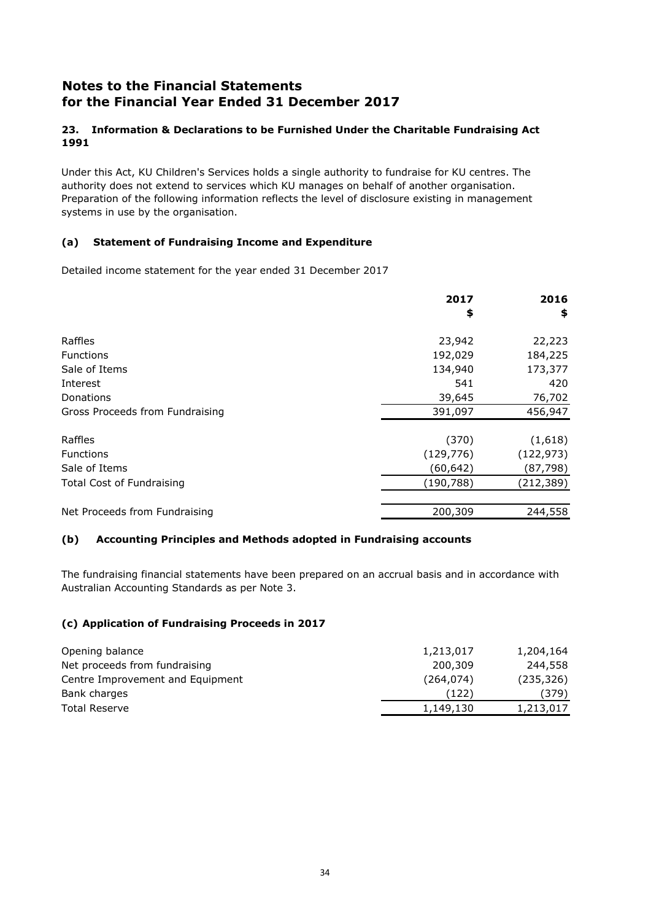# Notes to the Financial Statements
# for the Financial Year Ended 31 December 2017

### 23. Information & Declarations to be Furnished Under the Charitable Fundraising Act 1991

Under this Act, KU Children's Services holds a single authority to fundraise for KU centres. The authority does not extend to services which KU manages on behalf of another organisation. Preparation of the following information reflects the level of disclosure existing in management systems in use by the organisation.

#### (a) Statement of Fundraising Income and Expenditure

Detailed income statement for the year ended 31 December 2017

| | 2017<br>$ | 2016<br>$ |
|---|---|---|
| Raffles | 23,942 | 22,223 |
| Functions | 192,029 | 184,225 |
| Sale of Items | 134,940 | 173,377 |
| Interest | 541 | 420 |
| Donations | 39,645 | 76,702 |
| Gross Proceeds from Fundraising | 391,097 | 456,947 |
| Raffles | (370) | (1,618) |
| Functions | (129,776) | (122,973) |
| Sale of Items | (60,642) | (87,798) |
| Total Cost of Fundraising | (190,788) | (212,389) |
| Net Proceeds from Fundraising | 200,309 | 244,558 |

#### (b) Accounting Principles and Methods adopted in Fundraising accounts

The fundraising financial statements have been prepared on an accrual basis and in accordance with Australian Accounting Standards as per Note 3.

#### (c) Application of Fundraising Proceeds in 2017

| | 2017 | 2016 |
|---|---|---|
| Opening balance | 1,213,017 | 1,204,164 |
| Net proceeds from fundraising | 200,309 | 244,558 |
| Centre Improvement and Equipment | (264,074) | (235,326) |
| Bank charges | (122) | (379) |
| Total Reserve | 1,149,130 | 1,213,017 |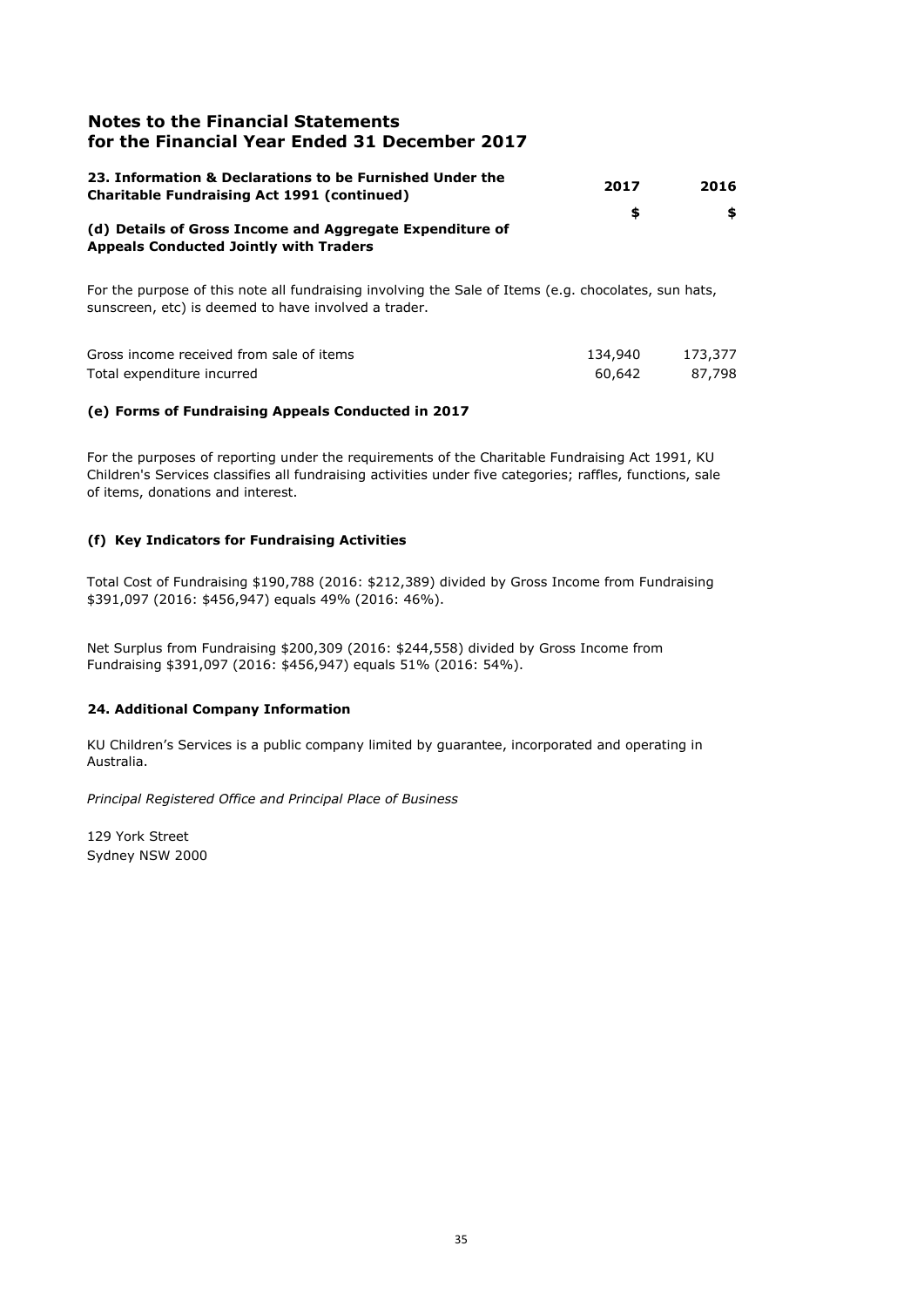# Notes to the Financial Statements for the Financial Year Ended 31 December 2017

| 23. Information & Declarations to be Furnished Under the Charitable Fundraising Act 1991 (continued) | 2017 | 2016 |
|---|---|---|
| | $ | $ |

**(d) Details of Gross Income and Aggregate Expenditure of Appeals Conducted Jointly with Traders**

For the purpose of this note all fundraising involving the Sale of Items (e.g. chocolates, sun hats, sunscreen, etc) is deemed to have involved a trader.

| | 2017 | 2016 |
|---|---|---|
| Gross income received from sale of items | 134,940 | 173,377 |
| Total expenditure incurred | 60,642 | 87,798 |

**(e) Forms of Fundraising Appeals Conducted in 2017**

For the purposes of reporting under the requirements of the Charitable Fundraising Act 1991, KU Children's Services classifies all fundraising activities under five categories; raffles, functions, sale of items, donations and interest.

**(f) Key Indicators for Fundraising Activities**

Total Cost of Fundraising $190,788 (2016: $212,389) divided by Gross Income from Fundraising $391,097 (2016: $456,947) equals 49% (2016: 46%).

Net Surplus from Fundraising $200,309 (2016: $244,558) divided by Gross Income from Fundraising $391,097 (2016: $456,947) equals 51% (2016: 54%).

**24. Additional Company Information**

KU Children's Services is a public company limited by guarantee, incorporated and operating in Australia.

*Principal Registered Office and Principal Place of Business*

129 York Street
Sydney NSW 2000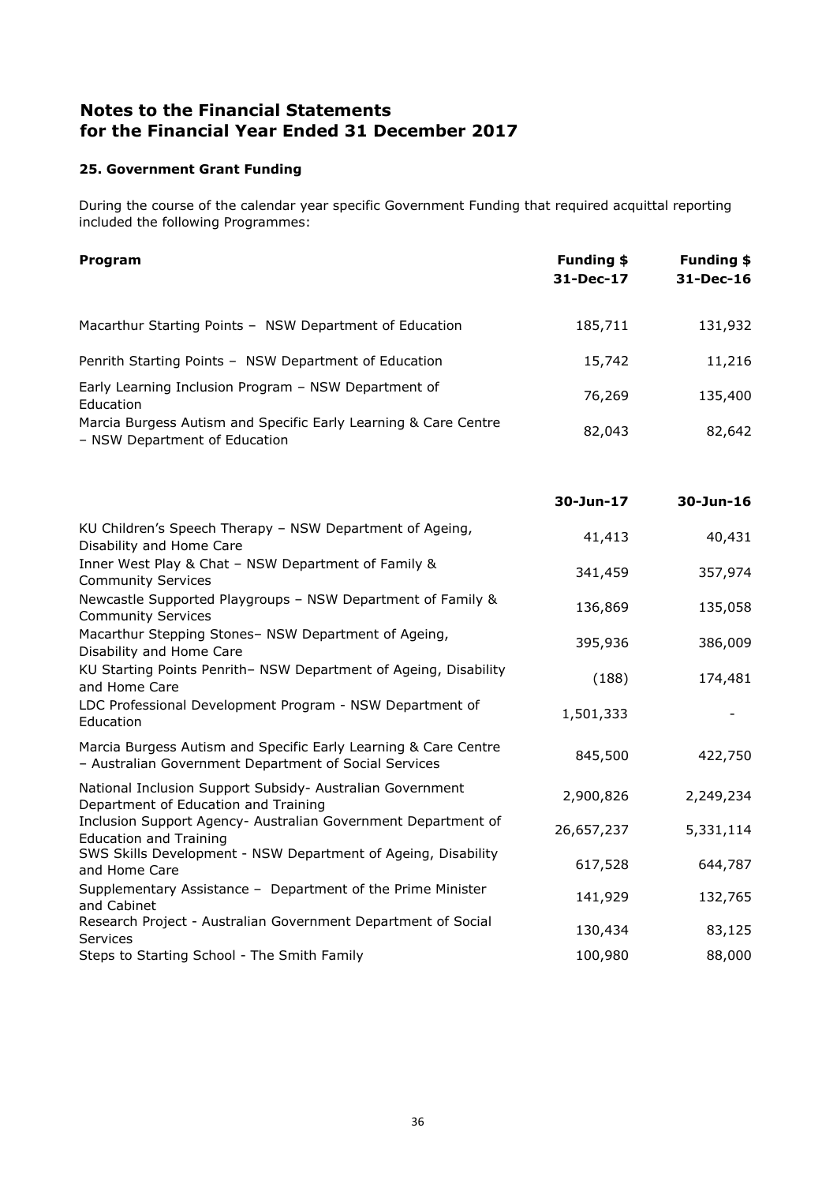# Notes to the Financial Statements for the Financial Year Ended 31 December 2017

### 25. Government Grant Funding

During the course of the calendar year specific Government Funding that required acquittal reporting included the following Programmes:

| Program | Funding $ 31-Dec-17 | Funding $ 31-Dec-16 |
|---|---|---|
| Macarthur Starting Points – NSW Department of Education | 185,711 | 131,932 |
| Penrith Starting Points – NSW Department of Education | 15,742 | 11,216 |
| Early Learning Inclusion Program – NSW Department of Education | 76,269 | 135,400 |
| Marcia Burgess Autism and Specific Early Learning & Care Centre – NSW Department of Education | 82,043 | 82,642 |
| | **30-Jun-17** | **30-Jun-16** |
| KU Children's Speech Therapy – NSW Department of Ageing, Disability and Home Care | 41,413 | 40,431 |
| Inner West Play & Chat – NSW Department of Family & Community Services | 341,459 | 357,974 |
| Newcastle Supported Playgroups – NSW Department of Family & Community Services | 136,869 | 135,058 |
| Macarthur Stepping Stones– NSW Department of Ageing, Disability and Home Care | 395,936 | 386,009 |
| KU Starting Points Penrith– NSW Department of Ageing, Disability and Home Care | (188) | 174,481 |
| LDC Professional Development Program - NSW Department of Education | 1,501,333 | - |
| Marcia Burgess Autism and Specific Early Learning & Care Centre – Australian Government Department of Social Services | 845,500 | 422,750 |
| National Inclusion Support Subsidy- Australian Government Department of Education and Training | 2,900,826 | 2,249,234 |
| Inclusion Support Agency- Australian Government Department of Education and Training | 26,657,237 | 5,331,114 |
| SWS Skills Development - NSW Department of Ageing, Disability and Home Care | 617,528 | 644,787 |
| Supplementary Assistance – Department of the Prime Minister and Cabinet | 141,929 | 132,765 |
| Research Project - Australian Government Department of Social Services | 130,434 | 83,125 |
| Steps to Starting School - The Smith Family | 100,980 | 88,000 |